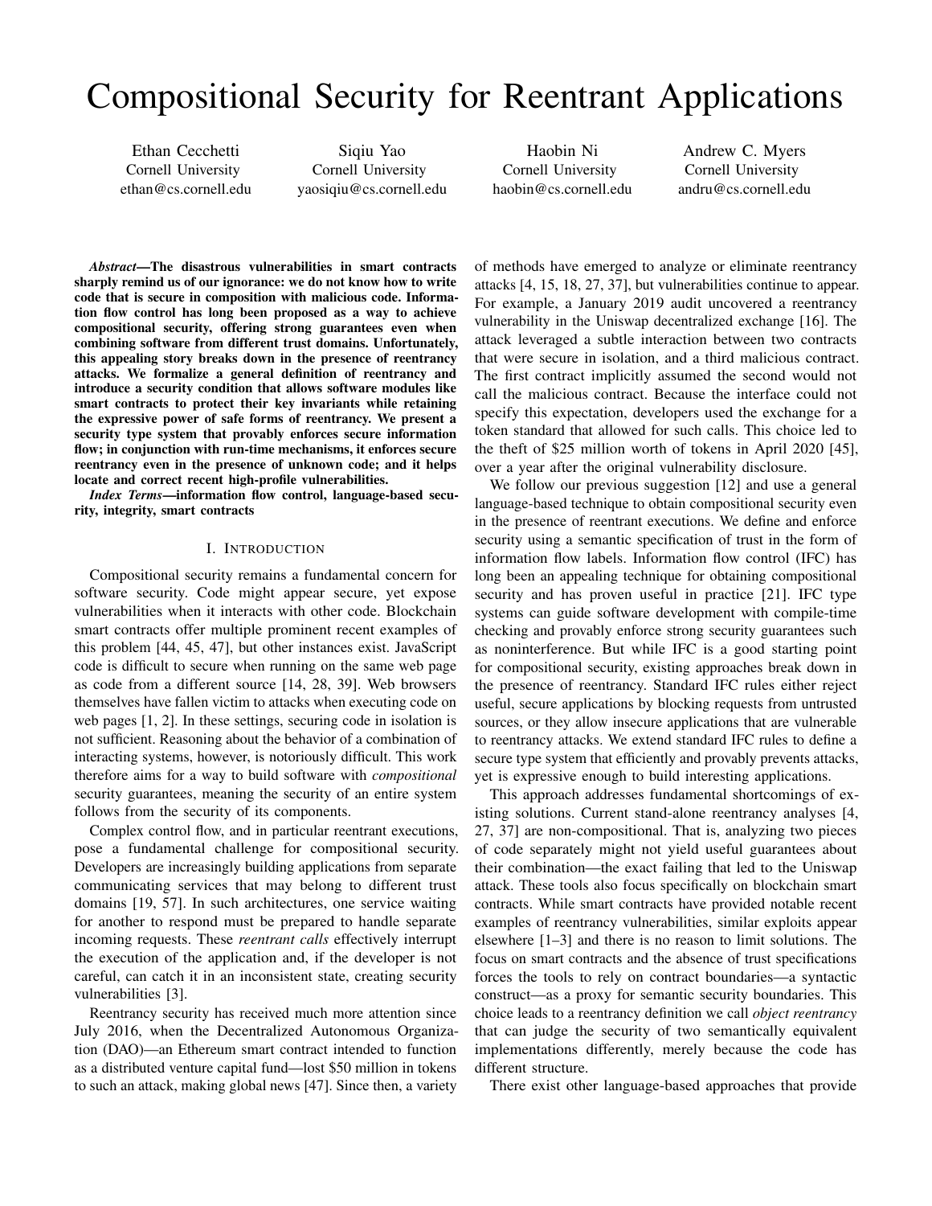# Compositional Security for Reentrant Applications

Ethan Cecchetti
Cornell University
ethan@cs.cornell.edu

Siqiu Yao
Cornell University
yaosiqiu@cs.cornell.edu

Haobin Ni
Cornell University
haobin@cs.cornell.edu

Andrew C. Myers
Cornell University
andru@cs.cornell.edu

***Abstract*—The disastrous vulnerabilities in smart contracts sharply remind us of our ignorance: we do not know how to write code that is secure in composition with malicious code. Information flow control has long been proposed as a way to achieve compositional security, offering strong guarantees even when combining software from different trust domains. Unfortunately, this appealing story breaks down in the presence of reentrancy attacks. We formalize a general definition of reentrancy and introduce a security condition that allows software modules like smart contracts to protect their key invariants while retaining the expressive power of safe forms of reentrancy. We present a security type system that provably enforces secure information flow; in conjunction with run-time mechanisms, it enforces secure reentrancy even in the presence of unknown code; and it helps locate and correct recent high-profile vulnerabilities.**

***Index Terms*—information flow control, language-based security, integrity, smart contracts**

## I. Introduction

Compositional security remains a fundamental concern for software security. Code might appear secure, yet expose vulnerabilities when it interacts with other code. Blockchain smart contracts offer multiple prominent recent examples of this problem [44, 45, 47], but other instances exist. JavaScript code is difficult to secure when running on the same web page as code from a different source [14, 28, 39]. Web browsers themselves have fallen victim to attacks when executing code on web pages [1, 2]. In these settings, securing code in isolation is not sufficient. Reasoning about the behavior of a combination of interacting systems, however, is notoriously difficult. This work therefore aims for a way to build software with *compositional* security guarantees, meaning the security of an entire system follows from the security of its components.

Complex control flow, and in particular reentrant executions, pose a fundamental challenge for compositional security. Developers are increasingly building applications from separate communicating services that may belong to different trust domains [19, 57]. In such architectures, one service waiting for another to respond must be prepared to handle separate incoming requests. These *reentrant calls* effectively interrupt the execution of the application and, if the developer is not careful, can catch it in an inconsistent state, creating security vulnerabilities [3].

Reentrancy security has received much more attention since July 2016, when the Decentralized Autonomous Organization (DAO)—an Ethereum smart contract intended to function as a distributed venture capital fund—lost \$50 million in tokens to such an attack, making global news [47]. Since then, a variety of methods have emerged to analyze or eliminate reentrancy attacks [4, 15, 18, 27, 37], but vulnerabilities continue to appear. For example, a January 2019 audit uncovered a reentrancy vulnerability in the Uniswap decentralized exchange [16]. The attack leveraged a subtle interaction between two contracts that were secure in isolation, and a third malicious contract. The first contract implicitly assumed the second would not call the malicious contract. Because the interface could not specify this expectation, developers used the exchange for a token standard that allowed for such calls. This choice led to the theft of \$25 million worth of tokens in April 2020 [45], over a year after the original vulnerability disclosure.

We follow our previous suggestion [12] and use a general language-based technique to obtain compositional security even in the presence of reentrant executions. We define and enforce security using a semantic specification of trust in the form of information flow labels. Information flow control (IFC) has long been an appealing technique for obtaining compositional security and has proven useful in practice [21]. IFC type systems can guide software development with compile-time checking and provably enforce strong security guarantees such as noninterference. But while IFC is a good starting point for compositional security, existing approaches break down in the presence of reentrancy. Standard IFC rules either reject useful, secure applications by blocking requests from untrusted sources, or they allow insecure applications that are vulnerable to reentrancy attacks. We extend standard IFC rules to define a secure type system that efficiently and provably prevents attacks, yet is expressive enough to build interesting applications.

This approach addresses fundamental shortcomings of existing solutions. Current stand-alone reentrancy analyses [4, 27, 37] are non-compositional. That is, analyzing two pieces of code separately might not yield useful guarantees about their combination—the exact failing that led to the Uniswap attack. These tools also focus specifically on blockchain smart contracts. While smart contracts have provided notable recent examples of reentrancy vulnerabilities, similar exploits appear elsewhere [1–3] and there is no reason to limit solutions. The focus on smart contracts and the absence of trust specifications forces the tools to rely on contract boundaries—a syntactic construct—as a proxy for semantic security boundaries. This choice leads to a reentrancy definition we call *object reentrancy* that can judge the security of two semantically equivalent implementations differently, merely because the code has different structure.

There exist other language-based approaches that provide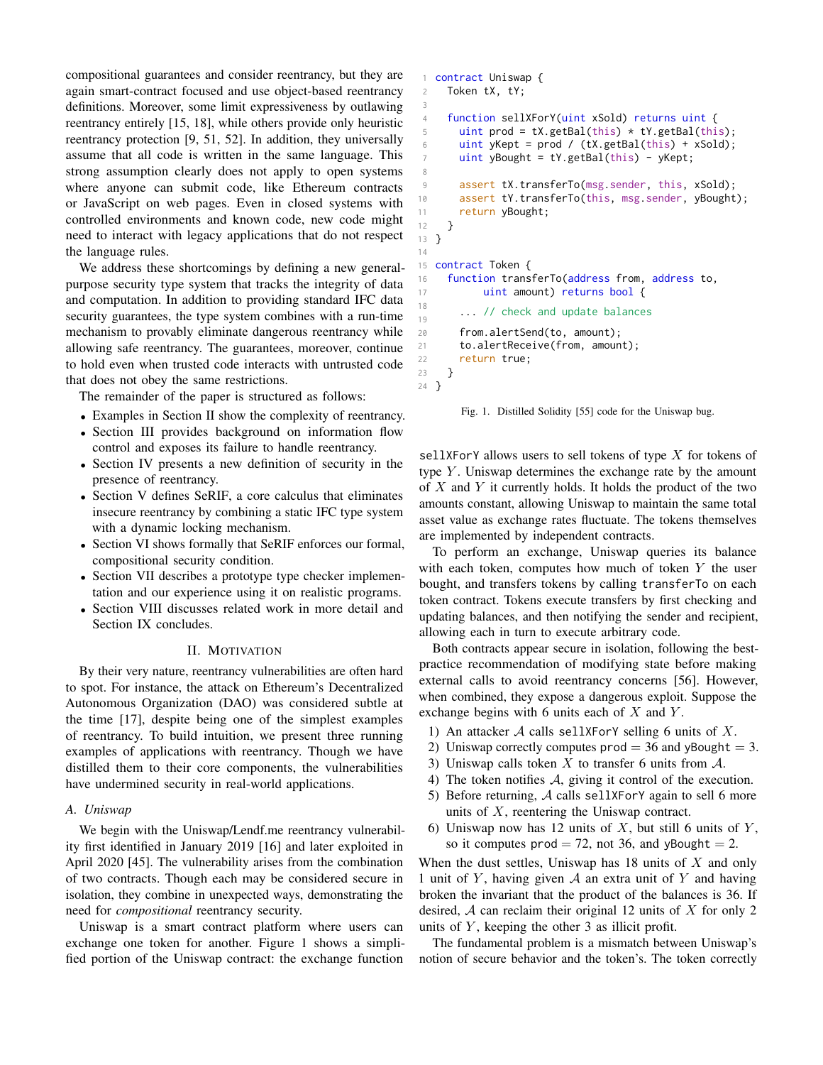compositional guarantees and consider reentrancy, but they are again smart-contract focused and use object-based reentrancy definitions. Moreover, some limit expressiveness by outlawing reentrancy entirely [15, 18], while others provide only heuristic reentrancy protection [9, 51, 52]. In addition, they universally assume that all code is written in the same language. This strong assumption clearly does not apply to open systems where anyone can submit code, like Ethereum contracts or JavaScript on web pages. Even in closed systems with controlled environments and known code, new code might need to interact with legacy applications that do not respect the language rules.

We address these shortcomings by defining a new general-purpose security type system that tracks the integrity of data and computation. In addition to providing standard IFC data security guarantees, the type system combines with a run-time mechanism to provably eliminate dangerous reentrancy while allowing safe reentrancy. The guarantees, moreover, continue to hold even when trusted code interacts with untrusted code that does not obey the same restrictions.

The remainder of the paper is structured as follows:

- Examples in Section II show the complexity of reentrancy.
- Section III provides background on information flow control and exposes its failure to handle reentrancy.
- Section IV presents a new definition of security in the presence of reentrancy.
- Section V defines SeRIF, a core calculus that eliminates insecure reentrancy by combining a static IFC type system with a dynamic locking mechanism.
- Section VI shows formally that SeRIF enforces our formal, compositional security condition.
- Section VII describes a prototype type checker implementation and our experience using it on realistic programs.
- Section VIII discusses related work in more detail and Section IX concludes.

## II. Motivation

By their very nature, reentrancy vulnerabilities are often hard to spot. For instance, the attack on Ethereum's Decentralized Autonomous Organization (DAO) was considered subtle at the time [17], despite being one of the simplest examples of reentrancy. To build intuition, we present three running examples of applications with reentrancy. Though we have distilled them to their core components, the vulnerabilities have undermined security in real-world applications.

### A. Uniswap

We begin with the Uniswap/Lendf.me reentrancy vulnerability first identified in January 2019 [16] and later exploited in April 2020 [45]. The vulnerability arises from the combination of two contracts. Though each may be considered secure in isolation, they combine in unexpected ways, demonstrating the need for *compositional* reentrancy security.

Uniswap is a smart contract platform where users can exchange one token for another. Figure 1 shows a simplified portion of the Uniswap contract: the exchange function

```
1  contract Uniswap {
2    Token tX, tY;
3
4    function sellXForY(uint xSold) returns uint {
5      uint prod = tX.getBal(this) * tY.getBal(this);
6      uint yKept = prod / (tX.getBal(this) + xSold);
7      uint yBought = tY.getBal(this) - yKept;
8
9      assert tX.transferTo(msg.sender, this, xSold);
10     assert tY.transferTo(this, msg.sender, yBought);
11     return yBought;
12   }
13 }
14
15 contract Token {
16   function transferTo(address from, address to,
17         uint amount) returns bool {
18
19     ... // check and update balances
20     from.alertSend(to, amount);
21     to.alertReceive(from, amount);
22     return true;
23   }
24 }
```

Fig. 1. Distilled Solidity [55] code for the Uniswap bug.

`sellXForY` allows users to sell tokens of type $X$ for tokens of type $Y$. Uniswap determines the exchange rate by the amount of $X$ and $Y$ it currently holds. It holds the product of the two amounts constant, allowing Uniswap to maintain the same total asset value as exchange rates fluctuate. The tokens themselves are implemented by independent contracts.

To perform an exchange, Uniswap queries its balance with each token, computes how much of token $Y$ the user bought, and transfers tokens by calling `transferTo` on each token contract. Tokens execute transfers by first checking and updating balances, and then notifying the sender and recipient, allowing each in turn to execute arbitrary code.

Both contracts appear secure in isolation, following the best-practice recommendation of modifying state before making external calls to avoid reentrancy concerns [56]. However, when combined, they expose a dangerous exploit. Suppose the exchange begins with 6 units each of $X$ and $Y$.

1) An attacker $\mathcal{A}$ calls `sellXForY` selling 6 units of $X$.
2) Uniswap correctly computes $\texttt{prod} = 36$ and $\texttt{yBought} = 3$.
3) Uniswap calls token $X$ to transfer 6 units from $\mathcal{A}$.
4) The token notifies $\mathcal{A}$, giving it control of the execution.
5) Before returning, $\mathcal{A}$ calls `sellXForY` again to sell 6 more units of $X$, reentering the Uniswap contract.
6) Uniswap now has 12 units of $X$, but still 6 units of $Y$, so it computes $\texttt{prod} = 72$, not 36, and $\texttt{yBought} = 2$.

When the dust settles, Uniswap has 18 units of $X$ and only 1 unit of $Y$, having given $\mathcal{A}$ an extra unit of $Y$ and having broken the invariant that the product of the balances is 36. If desired, $\mathcal{A}$ can reclaim their original 12 units of $X$ for only 2 units of $Y$, keeping the other 3 as illicit profit.

The fundamental problem is a mismatch between Uniswap's notion of secure behavior and the token's. The token correctly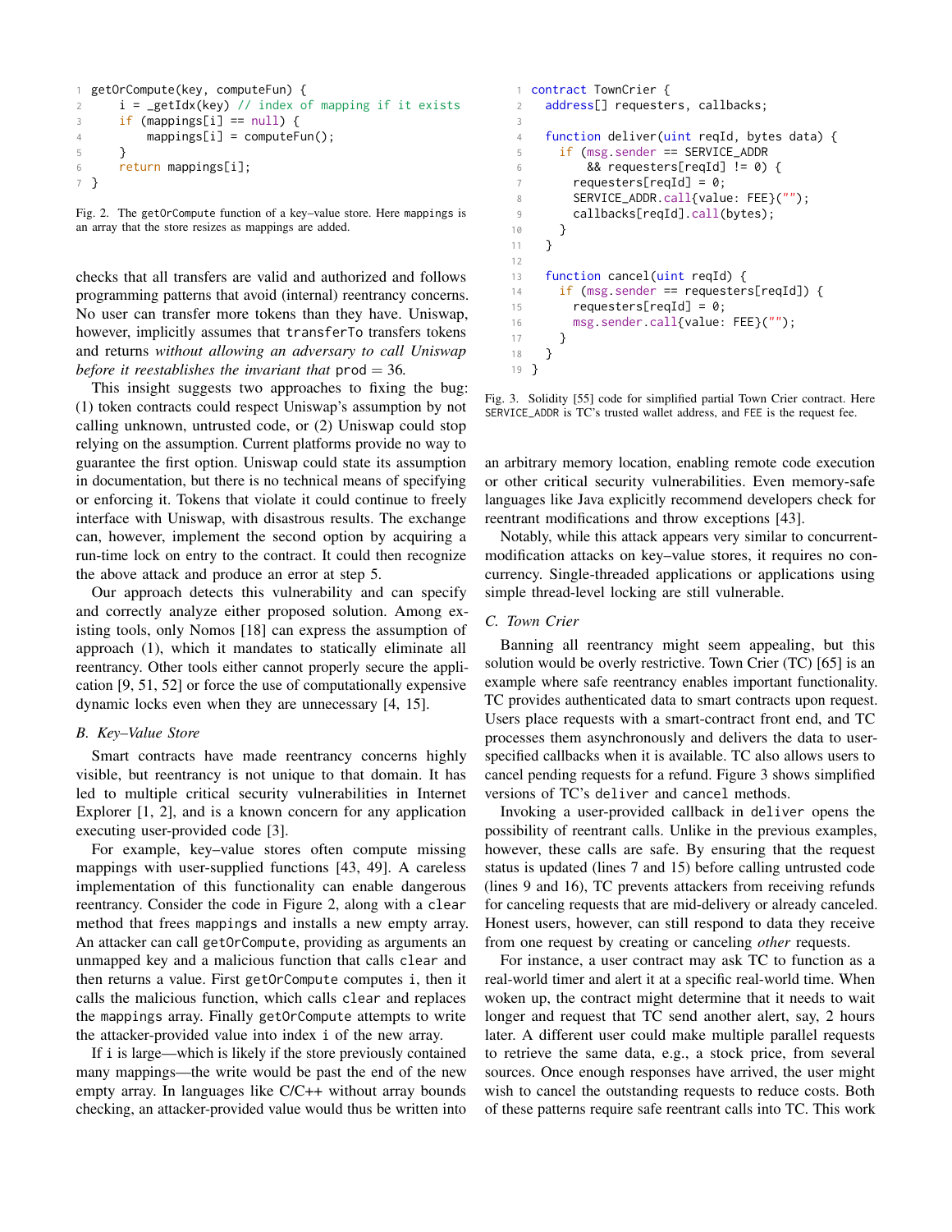```
getOrCompute(key, computeFun) {
    i = _getIdx(key) // index of mapping if it exists
    if (mappings[i] == null) {
        mappings[i] = computeFun();
    }
    return mappings[i];
}
```

Fig. 2. The `getOrCompute` function of a key–value store. Here `mappings` is an array that the store resizes as mappings are added.

checks that all transfers are valid and authorized and follows programming patterns that avoid (internal) reentrancy concerns. No user can transfer more tokens than they have. Uniswap, however, implicitly assumes that `transferTo` transfers tokens and returns *without allowing an adversary to call Uniswap before it reestablishes the invariant that* $\texttt{prod} = 36$.

This insight suggests two approaches to fixing the bug: (1) token contracts could respect Uniswap's assumption by not calling unknown, untrusted code, or (2) Uniswap could stop relying on the assumption. Current platforms provide no way to guarantee the first option. Uniswap could state its assumption in documentation, but there is no technical means of specifying or enforcing it. Tokens that violate it could continue to freely interface with Uniswap, with disastrous results. The exchange can, however, implement the second option by acquiring a run-time lock on entry to the contract. It could then recognize the above attack and produce an error at step 5.

Our approach detects this vulnerability and can specify and correctly analyze either proposed solution. Among existing tools, only Nomos [18] can express the assumption of approach (1), which it mandates to statically eliminate all reentrancy. Other tools either cannot properly secure the application [9, 51, 52] or force the use of computationally expensive dynamic locks even when they are unnecessary [4, 15].

### B. Key–Value Store

Smart contracts have made reentrancy concerns highly visible, but reentrancy is not unique to that domain. It has led to multiple critical security vulnerabilities in Internet Explorer [1, 2], and is a known concern for any application executing user-provided code [3].

For example, key–value stores often compute missing mappings with user-supplied functions [43, 49]. A careless implementation of this functionality can enable dangerous reentrancy. Consider the code in Figure 2, along with a `clear` method that frees `mappings` and installs a new empty array. An attacker can call `getOrCompute`, providing as arguments an unmapped key and a malicious function that calls `clear` and then returns a value. First `getOrCompute` computes `i`, then it calls the malicious function, which calls `clear` and replaces the `mappings` array. Finally `getOrCompute` attempts to write the attacker-provided value into index `i` of the new array.

If `i` is large—which is likely if the store previously contained many mappings—the write would be past the end of the new empty array. In languages like C/C++ without array bounds checking, an attacker-provided value would thus be written into an arbitrary memory location, enabling remote code execution or other critical security vulnerabilities. Even memory-safe languages like Java explicitly recommend developers check for reentrant modifications and throw exceptions [43].

Notably, while this attack appears very similar to concurrent-modification attacks on key–value stores, it requires no concurrency. Single-threaded applications or applications using simple thread-level locking are still vulnerable.

```
contract TownCrier {
  address[] requesters, callbacks;

  function deliver(uint reqId, bytes data) {
    if (msg.sender == SERVICE_ADDR
        && requesters[reqId] != 0) {
      requesters[reqId] = 0;
      SERVICE_ADDR.call{value: FEE}("");
      callbacks[reqId].call(bytes);
    }
  }

  function cancel(uint reqId) {
    if (msg.sender == requesters[reqId]) {
      requesters[reqId] = 0;
      msg.sender.call{value: FEE}("");
    }
  }
}
```

Fig. 3. Solidity [55] code for simplified partial Town Crier contract. Here `SERVICE_ADDR` is TC's trusted wallet address, and `FEE` is the request fee.

### C. Town Crier

Banning all reentrancy might seem appealing, but this solution would be overly restrictive. Town Crier (TC) [65] is an example where safe reentrancy enables important functionality. TC provides authenticated data to smart contracts upon request. Users place requests with a smart-contract front end, and TC processes them asynchronously and delivers the data to user-specified callbacks when it is available. TC also allows users to cancel pending requests for a refund. Figure 3 shows simplified versions of TC's `deliver` and `cancel` methods.

Invoking a user-provided callback in `deliver` opens the possibility of reentrant calls. Unlike in the previous examples, however, these calls are safe. By ensuring that the request status is updated (lines 7 and 15) before calling untrusted code (lines 9 and 16), TC prevents attackers from receiving refunds for canceling requests that are mid-delivery or already canceled. Honest users, however, can still respond to data they receive from one request by creating or canceling *other* requests.

For instance, a user contract may ask TC to function as a real-world timer and alert it at a specific real-world time. When woken up, the contract might determine that it needs to wait longer and request that TC send another alert, say, 2 hours later. A different user could make multiple parallel requests to retrieve the same data, e.g., a stock price, from several sources. Once enough responses have arrived, the user might wish to cancel the outstanding requests to reduce costs. Both of these patterns require safe reentrant calls into TC. This work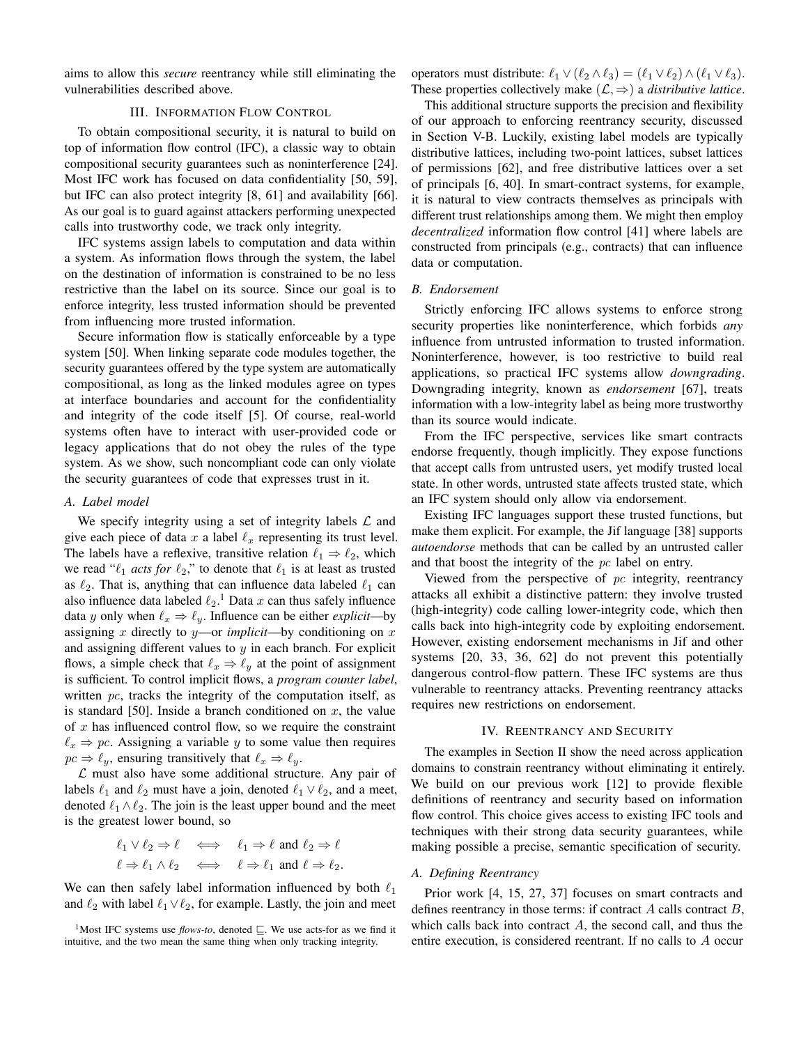aims to allow this *secure* reentrancy while still eliminating the vulnerabilities described above.

## III. Information Flow Control

To obtain compositional security, it is natural to build on top of information flow control (IFC), a classic way to obtain compositional security guarantees such as noninterference [24]. Most IFC work has focused on data confidentiality [50, 59], but IFC can also protect integrity [8, 61] and availability [66]. As our goal is to guard against attackers performing unexpected calls into trustworthy code, we track only integrity.

IFC systems assign labels to computation and data within a system. As information flows through the system, the label on the destination of information is constrained to be no less restrictive than the label on its source. Since our goal is to enforce integrity, less trusted information should be prevented from influencing more trusted information.

Secure information flow is statically enforceable by a type system [50]. When linking separate code modules together, the security guarantees offered by the type system are automatically compositional, as long as the linked modules agree on types at interface boundaries and account for the confidentiality and integrity of the code itself [5]. Of course, real-world systems often have to interact with user-provided code or legacy applications that do not obey the rules of the type system. As we show, such noncompliant code can only violate the security guarantees of code that expresses trust in it.

### A. Label model

We specify integrity using a set of integrity labels $\mathcal{L}$ and give each piece of data $x$ a label $\ell_x$ representing its trust level. The labels have a reflexive, transitive relation $\ell_1 \Rightarrow \ell_2$, which we read "$\ell_1$ *acts for* $\ell_2$," to denote that $\ell_1$ is at least as trusted as $\ell_2$. That is, anything that can influence data labeled $\ell_1$ can also influence data labeled $\ell_2$.[1] Data $x$ can thus safely influence data $y$ only when $\ell_x \Rightarrow \ell_y$. Influence can be either *explicit*—by assigning $x$ directly to $y$—or *implicit*—by conditioning on $x$ and assigning different values to $y$ in each branch. For explicit flows, a simple check that $\ell_x \Rightarrow \ell_y$ at the point of assignment is sufficient. To control implicit flows, a *program counter label*, written $pc$, tracks the integrity of the computation itself, as is standard [50]. Inside a branch conditioned on $x$, the value of $x$ has influenced control flow, so we require the constraint $\ell_x \Rightarrow pc$. Assigning a variable $y$ to some value then requires $pc \Rightarrow \ell_y$, ensuring transitively that $\ell_x \Rightarrow \ell_y$.

$\mathcal{L}$ must also have some additional structure. Any pair of labels $\ell_1$ and $\ell_2$ must have a join, denoted $\ell_1 \vee \ell_2$, and a meet, denoted $\ell_1 \wedge \ell_2$. The join is the least upper bound and the meet is the greatest lower bound, so

$$\ell_1 \vee \ell_2 \Rightarrow \ell \iff \ell_1 \Rightarrow \ell \text{ and } \ell_2 \Rightarrow \ell$$
$$\ell \Rightarrow \ell_1 \wedge \ell_2 \iff \ell \Rightarrow \ell_1 \text{ and } \ell \Rightarrow \ell_2.$$

We can then safely label information influenced by both $\ell_1$ and $\ell_2$ with label $\ell_1 \vee \ell_2$, for example. Lastly, the join and meet operators must distribute: $\ell_1 \vee (\ell_2 \wedge \ell_3) = (\ell_1 \vee \ell_2) \wedge (\ell_1 \vee \ell_3)$. These properties collectively make $(\mathcal{L}, \Rightarrow)$ a *distributive lattice*.

This additional structure supports the precision and flexibility of our approach to enforcing reentrancy security, discussed in Section V-B. Luckily, existing label models are typically distributive lattices, including two-point lattices, subset lattices of permissions [62], and free distributive lattices over a set of principals [6, 40]. In smart-contract systems, for example, it is natural to view contracts themselves as principals with different trust relationships among them. We might then employ *decentralized* information flow control [41] where labels are constructed from principals (e.g., contracts) that can influence data or computation.

### B. Endorsement

Strictly enforcing IFC allows systems to enforce strong security properties like noninterference, which forbids *any* influence from untrusted information to trusted information. Noninterference, however, is too restrictive to build real applications, so practical IFC systems allow *downgrading*. Downgrading integrity, known as *endorsement* [67], treats information with a low-integrity label as being more trustworthy than its source would indicate.

From the IFC perspective, services like smart contracts endorse frequently, though implicitly. They expose functions that accept calls from untrusted users, yet modify trusted local state. In other words, untrusted state affects trusted state, which an IFC system should only allow via endorsement.

Existing IFC languages support these trusted functions, but make them explicit. For example, the Jif language [38] supports *autoendorse* methods that can be called by an untrusted caller and that boost the integrity of the $pc$ label on entry.

Viewed from the perspective of $pc$ integrity, reentrancy attacks all exhibit a distinctive pattern: they involve trusted (high-integrity) code calling lower-integrity code, which then calls back into high-integrity code by exploiting endorsement. However, existing endorsement mechanisms in Jif and other systems [20, 33, 36, 62] do not prevent this potentially dangerous control-flow pattern. These IFC systems are thus vulnerable to reentrancy attacks. Preventing reentrancy attacks requires new restrictions on endorsement.

## IV. Reentrancy and Security

The examples in Section II show the need across application domains to constrain reentrancy without eliminating it entirely. We build on our previous work [12] to provide flexible definitions of reentrancy and security based on information flow control. This choice gives access to existing IFC tools and techniques with their strong data security guarantees, while making possible a precise, semantic specification of security.

### A. Defining Reentrancy

Prior work [4, 15, 27, 37] focuses on smart contracts and defines reentrancy in those terms: if contract $A$ calls contract $B$, which calls back into contract $A$, the second call, and thus the entire execution, is considered reentrant. If no calls to $A$ occur

[1] Most IFC systems use *flows-to*, denoted $\sqsubseteq$. We use acts-for as we find it intuitive, and the two mean the same thing when only tracking integrity.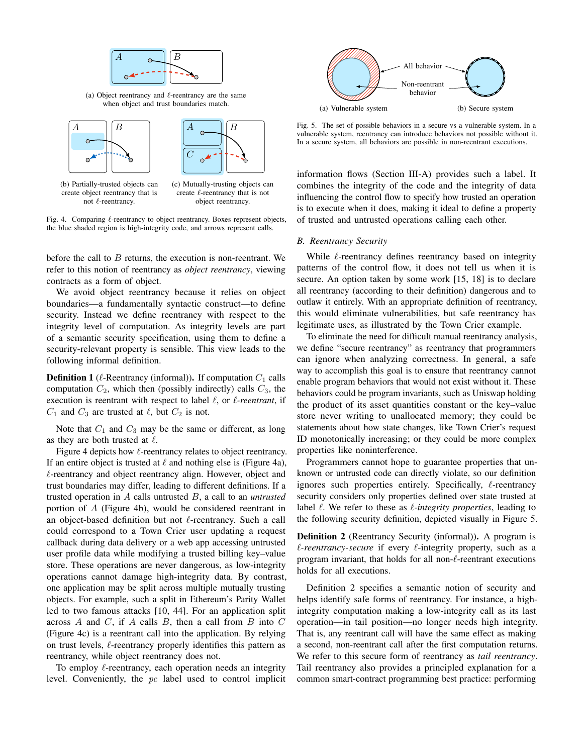(a) Object reentrancy and $\ell$-reentrancy are the same when object and trust boundaries match.

(b) Partially-trusted objects can create object reentrancy that is not $\ell$-reentrancy.

(c) Mutually-trusting objects can create $\ell$-reentrancy that is not object reentrancy.

Fig. 4. Comparing $\ell$-reentrancy to object reentrancy. Boxes represent objects, the blue shaded region is high-integrity code, and arrows represent calls.

before the call to $B$ returns, the execution is non-reentrant. We refer to this notion of reentrancy as *object reentrancy*, viewing contracts as a form of object.

We avoid object reentrancy because it relies on object boundaries—a fundamentally syntactic construct—to define security. Instead we define reentrancy with respect to the integrity level of computation. As integrity levels are part of a semantic security specification, using them to define a security-relevant property is sensible. This view leads to the following informal definition.

**Definition 1** ($\ell$-Reentrancy (informal))**.** If computation $C_1$ calls computation $C_2$, which then (possibly indirectly) calls $C_3$, the execution is reentrant with respect to label $\ell$, or *$\ell$-reentrant*, if $C_1$ and $C_3$ are trusted at $\ell$, but $C_2$ is not.

Note that $C_1$ and $C_3$ may be the same or different, as long as they are both trusted at $\ell$.

Figure 4 depicts how $\ell$-reentrancy relates to object reentrancy. If an entire object is trusted at $\ell$ and nothing else is (Figure 4a), $\ell$-reentrancy and object reentrancy align. However, object and trust boundaries may differ, leading to different definitions. If a trusted operation in $A$ calls untrusted $B$, a call to an *untrusted* portion of $A$ (Figure 4b), would be considered reentrant in an object-based definition but not $\ell$-reentrancy. Such a call could correspond to a Town Crier user updating a request callback during data delivery or a web app accessing untrusted user profile data while modifying a trusted billing key–value store. These operations are never dangerous, as low-integrity operations cannot damage high-integrity data. By contrast, one application may be split across multiple mutually trusting objects. For example, such a split in Ethereum's Parity Wallet led to two famous attacks [10, 44]. For an application split across $A$ and $C$, if $A$ calls $B$, then a call from $B$ into $C$ (Figure 4c) is a reentrant call into the application. By relying on trust levels, $\ell$-reentrancy properly identifies this pattern as reentrancy, while object reentrancy does not.

To employ $\ell$-reentrancy, each operation needs an integrity level. Conveniently, the $pc$ label used to control implicit

(a) Vulnerable system (b) Secure system

Fig. 5. The set of possible behaviors in a secure vs a vulnerable system. In a vulnerable system, reentrancy can introduce behaviors not possible without it. In a secure system, all behaviors are possible in non-reentrant executions.

information flows (Section III-A) provides such a label. It combines the integrity of the code and the integrity of data influencing the control flow to specify how trusted an operation is to execute when it does, making it ideal to define a property of trusted and untrusted operations calling each other.

### B. Reentrancy Security

While $\ell$-reentrancy defines reentrancy based on integrity patterns of the control flow, it does not tell us when it is secure. An option taken by some work [15, 18] is to declare all reentrancy (according to their definition) dangerous and to outlaw it entirely. With an appropriate definition of reentrancy, this would eliminate vulnerabilities, but safe reentrancy has legitimate uses, as illustrated by the Town Crier example.

To eliminate the need for difficult manual reentrancy analysis, we define "secure reentrancy" as reentrancy that programmers can ignore when analyzing correctness. In general, a safe way to accomplish this goal is to ensure that reentrancy cannot enable program behaviors that would not exist without it. These behaviors could be program invariants, such as Uniswap holding the product of its asset quantities constant or the key–value store never writing to unallocated memory; they could be statements about how state changes, like Town Crier's request ID monotonically increasing; or they could be more complex properties like noninterference.

Programmers cannot hope to guarantee properties that unknown or untrusted code can directly violate, so our definition ignores such properties entirely. Specifically, $\ell$-reentrancy security considers only properties defined over state trusted at label $\ell$. We refer to these as *$\ell$-integrity properties*, leading to the following security definition, depicted visually in Figure 5.

**Definition 2** (Reentrancy Security (informal))**.** A program is *$\ell$-reentrancy-secure* if every $\ell$-integrity property, such as a program invariant, that holds for all non-$\ell$-reentrant executions holds for all executions.

Definition 2 specifies a semantic notion of security and helps identify safe forms of reentrancy. For instance, a high-integrity computation making a low-integrity call as its last operation—in tail position—no longer needs high integrity. That is, any reentrant call will have the same effect as making a second, non-reentrant call after the first computation returns. We refer to this secure form of reentrancy as *tail reentrancy*. Tail reentrancy also provides a principled explanation for a common smart-contract programming best practice: performing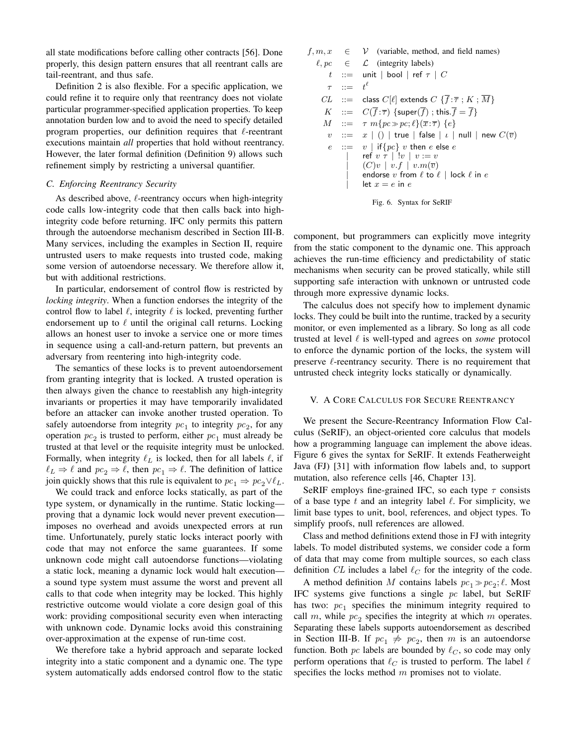all state modifications before calling other contracts [56]. Done properly, this design pattern ensures that all reentrant calls are tail-reentrant, and thus safe.

Definition 2 is also flexible. For a specific application, we could refine it to require only that reentrancy does not violate particular programmer-specified application properties. To keep annotation burden low and to avoid the need to specify detailed program properties, our definition requires that $\ell$-reentrant executions maintain *all* properties that hold without reentrancy. However, the later formal definition (Definition 9) allows such refinement simply by restricting a universal quantifier.

### C. Enforcing Reentrancy Security

As described above, $\ell$-reentrancy occurs when high-integrity code calls low-integrity code that then calls back into high-integrity code before returning. IFC only permits this pattern through the autoendorse mechanism described in Section III-B. Many services, including the examples in Section II, require untrusted users to make requests into trusted code, making some version of autoendorse necessary. We therefore allow it, but with additional restrictions.

In particular, endorsement of control flow is restricted by *locking integrity*. When a function endorses the integrity of the control flow to label $\ell$, integrity $\ell$ is locked, preventing further endorsement up to $\ell$ until the original call returns. Locking allows an honest user to invoke a service one or more times in sequence using a call-and-return pattern, but prevents an adversary from reentering into high-integrity code.

The semantics of these locks is to prevent autoendorsement from granting integrity that is locked. A trusted operation is then always given the chance to reestablish any high-integrity invariants or properties it may have temporarily invalidated before an attacker can invoke another trusted operation. To safely autoendorse from integrity $pc_1$ to integrity $pc_2$, for any operation $pc_2$ is trusted to perform, either $pc_1$ must already be trusted at that level or the requisite integrity must be unlocked. Formally, when integrity $\ell_L$ is locked, then for all labels $\ell$, if $\ell_L \Rightarrow \ell$ and $pc_2 \Rightarrow \ell$, then $pc_1 \Rightarrow \ell$. The definition of lattice join quickly shows that this rule is equivalent to $pc_1 \Rightarrow pc_2 \vee \ell_L$.

We could track and enforce locks statically, as part of the type system, or dynamically in the runtime. Static locking—proving that a dynamic lock would never prevent execution—imposes no overhead and avoids unexpected errors at run time. Unfortunately, purely static locks interact poorly with code that may not enforce the same guarantees. If some unknown code might call autoendorse functions—violating a static lock, meaning a dynamic lock would halt execution—a sound type system must assume the worst and prevent all calls to that code when integrity may be locked. This highly restrictive outcome would violate a core design goal of this work: providing compositional security even when interacting with unknown code. Dynamic locks avoid this constraining over-approximation at the expense of run-time cost.

We therefore take a hybrid approach and separate locked integrity into a static component and a dynamic one. The type system automatically adds endorsed control flow to the static component, but programmers can explicitly move integrity from the static component to the dynamic one. This approach achieves the run-time efficiency and predictability of static mechanisms when security can be proved statically, while still supporting safe interaction with unknown or untrusted code through more expressive dynamic locks.

The calculus does not specify how to implement dynamic locks. They could be built into the runtime, tracked by a security monitor, or even implemented as a library. So long as all code trusted at level $\ell$ is well-typed and agrees on *some* protocol to enforce the dynamic portion of the locks, the system will preserve $\ell$-reentrancy security. There is no requirement that untrusted check integrity locks statically or dynamically.

$$
\begin{array}{rcll}
f, m, x & \in & \mathcal{V} & \text{(variable, method, and field names)} \\
\ell, pc & \in & \mathcal{L} & \text{(integrity labels)} \\
t & ::= & \multicolumn{2}{l}{\mathsf{unit} \mid \mathsf{bool} \mid \mathsf{ref}\ \tau \mid C} \\
\tau & ::= & \multicolumn{2}{l}{t^{\ell}} \\
CL & ::= & \multicolumn{2}{l}{\mathsf{class}\ C[\ell]\ \mathsf{extends}\ C\ \{\overline{f}\!:\!\overline{\tau}\ ;\ K\ ;\ \overline{M}\}} \\
K & ::= & \multicolumn{2}{l}{C(\overline{f}\!:\!\overline{\tau})\ \{\mathsf{super}(\overline{f})\ ;\ \mathsf{this}.\overline{f} = \overline{f}\}} \\
M & ::= & \multicolumn{2}{l}{\tau\ m\{pc \gg pc; \ell\}(\overline{x}\!:\!\overline{\tau})\ \{e\}} \\
v & ::= & \multicolumn{2}{l}{x \mid () \mid \mathsf{true} \mid \mathsf{false} \mid \iota \mid \mathsf{null} \mid \mathsf{new}\ C(\overline{v})} \\
e & ::= & \multicolumn{2}{l}{v \mid \mathsf{if}\{pc\}\ v\ \mathsf{then}\ e\ \mathsf{else}\ e} \\
& \mid & \multicolumn{2}{l}{\mathsf{ref}\ v\ \tau \mid\ !v \mid v := v} \\
& \mid & \multicolumn{2}{l}{(C)v \mid v.f \mid v.m(\overline{v})} \\
& \mid & \multicolumn{2}{l}{\mathsf{endorse}\ v\ \mathsf{from}\ \ell\ \mathsf{to}\ \ell \mid \mathsf{lock}\ \ell\ \mathsf{in}\ e} \\
& \mid & \multicolumn{2}{l}{\mathsf{let}\ x = e\ \mathsf{in}\ e}
\end{array}
$$

Fig. 6. Syntax for SeRIF

## V. A Core Calculus for Secure Reentrancy

We present the Secure-Reentrancy Information Flow Calculus (SeRIF), an object-oriented core calculus that models how a programming language can implement the above ideas. Figure 6 gives the syntax for SeRIF. It extends Featherweight Java (FJ) [31] with information flow labels and, to support mutation, also reference cells [46, Chapter 13].

SeRIF employs fine-grained IFC, so each type $\tau$ consists of a base type $t$ and an integrity label $\ell$. For simplicity, we limit base types to unit, bool, references, and object types. To simplify proofs, null references are allowed.

Class and method definitions extend those in FJ with integrity labels. To model distributed systems, we consider code a form of data that may come from multiple sources, so each class definition $CL$ includes a label $\ell_C$ for the integrity of the code.

A method definition $M$ contains labels $pc_1 \gg pc_2; \ell$. Most IFC systems give functions a single $pc$ label, but SeRIF has two: $pc_1$ specifies the minimum integrity required to call $m$, while $pc_2$ specifies the integrity at which $m$ operates. Separating these labels supports autoendorsement as described in Section III-B. If $pc_1 \not\Rightarrow pc_2$, then $m$ is an autoendorse function. Both $pc$ labels are bounded by $\ell_C$, so code may only perform operations that $\ell_C$ is trusted to perform. The label $\ell$ specifies the locks method $m$ promises not to violate.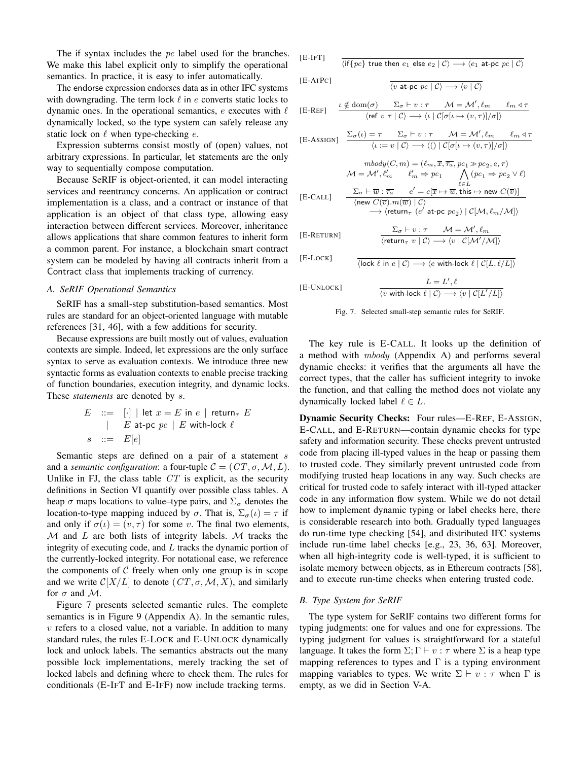The if syntax includes the $pc$ label used for the branches. We make this label explicit only to simplify the operational semantics. In practice, it is easy to infer automatically.

The endorse expression endorses data as in other IFC systems with downgrading. The term lock $\ell$ in $e$ converts static locks to dynamic ones. In the operational semantics, $e$ executes with $\ell$ dynamically locked, so the type system can safely release any static lock on $\ell$ when type-checking $e$.

Expression subterms consist mostly of (open) values, not arbitrary expressions. In particular, let statements are the only way to sequentially compose computation.

Because SeRIF is object-oriented, it can model interacting services and reentrancy concerns. An application or contract implementation is a class, and a contract or instance of that application is an object of that class type, allowing easy interaction between different services. Moreover, inheritance allows applications that share common features to inherit form a common parent. For instance, a blockchain smart contract system can be modeled by having all contracts inherit from a Contract class that implements tracking of currency.

### A. SeRIF Operational Semantics

SeRIF has a small-step substitution-based semantics. Most rules are standard for an object-oriented language with mutable references [31, 46], with a few additions for security.

Because expressions are built mostly out of values, evaluation contexts are simple. Indeed, let expressions are the only surface syntax to serve as evaluation contexts. We introduce three new syntactic forms as evaluation contexts to enable precise tracking of function boundaries, execution integrity, and dynamic locks. These *statements* are denoted by $s$.

$$
\begin{array}{rcl}
E & ::= & [\cdot] \mid \mathsf{let}\ x = E\ \mathsf{in}\ e \mid \mathsf{return}_\tau\ E \\
 & \mid & E\ \mathsf{at\text{-}pc}\ pc \mid E\ \mathsf{with\text{-}lock}\ \ell \\
s & ::= & E[e]
\end{array}
$$

Semantic steps are defined on a pair of a statement $s$ and a *semantic configuration*: a four-tuple $\mathcal{C} = (CT, \sigma, \mathcal{M}, L)$. Unlike in FJ, the class table $CT$ is explicit, as the security definitions in Section VI quantify over possible class tables. A heap $\sigma$ maps locations to value–type pairs, and $\Sigma_\sigma$ denotes the location-to-type mapping induced by $\sigma$. That is, $\Sigma_\sigma(\iota) = \tau$ if and only if $\sigma(\iota) = (v, \tau)$ for some $v$. The final two elements, $\mathcal{M}$ and $L$ are both lists of integrity labels. $\mathcal{M}$ tracks the integrity of executing code, and $L$ tracks the dynamic portion of the currently-locked integrity. For notational ease, we reference the components of $\mathcal{C}$ freely when only one group is in scope and we write $\mathcal{C}[X/L]$ to denote $(CT, \sigma, \mathcal{M}, X)$, and similarly for $\sigma$ and $\mathcal{M}$.

Figure 7 presents selected semantic rules. The complete semantics is in Figure 9 (Appendix A). In the semantic rules, $v$ refers to a closed value, not a variable. In addition to many standard rules, the rules E-LOCK and E-UNLOCK dynamically lock and unlock labels. The semantics abstracts out the many possible lock implementations, merely tracking the set of locked labels and defining where to check them. The rules for conditionals (E-IFT and E-IFF) now include tracking terms.

[E-IFT]
$$\frac{}{\langle \mathsf{if}\{pc\}\ \mathsf{true}\ \mathsf{then}\ e_1\ \mathsf{else}\ e_2 \mid \mathcal{C}\rangle \longrightarrow \langle e_1\ \mathsf{at\text{-}pc}\ pc \mid \mathcal{C}\rangle}$$

[E-ATPC]
$$\frac{}{\langle v\ \mathsf{at\text{-}pc}\ pc \mid \mathcal{C}\rangle \longrightarrow \langle v \mid \mathcal{C}\rangle}$$

[E-REF]
$$\frac{\iota \notin \mathrm{dom}(\sigma) \qquad \Sigma_\sigma \vdash v : \tau \qquad \mathcal{M} = \mathcal{M}', \ell_m \qquad \ell_m \triangleleft \tau}{\langle \mathsf{ref}\ v\ \tau \mid \mathcal{C}\rangle \longrightarrow \langle \iota \mid \mathcal{C}[\sigma[\iota \mapsto (v,\tau)]/\sigma]\rangle}$$

[E-ASSIGN]
$$\frac{\Sigma_\sigma(\iota) = \tau \qquad \Sigma_\sigma \vdash v : \tau \qquad \mathcal{M} = \mathcal{M}', \ell_m \qquad \ell_m \triangleleft \tau}{\langle \iota := v \mid \mathcal{C}\rangle \longrightarrow \langle () \mid \mathcal{C}[\sigma[\iota \mapsto (v,\tau)]/\sigma]\rangle}$$

[E-CALL]
$$\frac{\begin{array}{c} mbody(C, m) = (\ell_m, \overline{x}, \overline{\tau_a}, pc_1 \gg pc_2, e, \tau) \\ \mathcal{M} = \mathcal{M}', \ell'_m \qquad \ell'_m \Rightarrow pc_1 \qquad \bigwedge_{\ell \in L} (pc_1 \Rightarrow pc_2 \vee \ell) \\ \Sigma_\sigma \vdash \overline{w} : \overline{\tau_a} \qquad e' = e[\overline{x} \mapsto \overline{w}, \mathsf{this} \mapsto \mathsf{new}\ C(\overline{v})] \end{array}}{\begin{array}{c}\langle \mathsf{new}\ C(\overline{v}).m(\overline{w}) \mid \mathcal{C}\rangle \\ \longrightarrow \langle \mathsf{return}_\tau\ (e'\ \mathsf{at\text{-}pc}\ pc_2) \mid \mathcal{C}[\mathcal{M}, \ell_m/\mathcal{M}]\rangle\end{array}}$$

[E-RETURN]
$$\frac{\Sigma_\sigma \vdash v : \tau \qquad \mathcal{M} = \mathcal{M}', \ell_m}{\langle \mathsf{return}_\tau\ v \mid \mathcal{C}\rangle \longrightarrow \langle v \mid \mathcal{C}[\mathcal{M}'/\mathcal{M}]\rangle}$$

[E-LOCK]
$$\frac{}{\langle \mathsf{lock}\ \ell\ \mathsf{in}\ e \mid \mathcal{C}\rangle \longrightarrow \langle e\ \mathsf{with\text{-}lock}\ \ell \mid \mathcal{C}[L, \ell/L]\rangle}$$

[E-UNLOCK]
$$\frac{L = L', \ell}{\langle v\ \mathsf{with\text{-}lock}\ \ell \mid \mathcal{C}\rangle \longrightarrow \langle v \mid \mathcal{C}[L'/L]\rangle}$$

Fig. 7. Selected small-step semantic rules for SeRIF.

The key rule is E-CALL. It looks up the definition of a method with $mbody$ (Appendix A) and performs several dynamic checks: it verifies that the arguments all have the correct types, that the caller has sufficient integrity to invoke the function, and that calling the method does not violate any dynamically locked label $\ell \in L$.

**Dynamic Security Checks:** Four rules—E-REF, E-ASSIGN, E-CALL, and E-RETURN—contain dynamic checks for type safety and information security. These checks prevent untrusted code from placing ill-typed values in the heap or passing them to trusted code. They similarly prevent untrusted code from modifying trusted heap locations in any way. Such checks are critical for trusted code to safely interact with ill-typed attacker code in any information flow system. While we do not detail how to implement dynamic typing or label checks here, there is considerable research into both. Gradually typed languages do run-time type checking [54], and distributed IFC systems include run-time label checks [e.g., 23, 36, 63]. Moreover, when all high-integrity code is well-typed, it is sufficient to isolate memory between objects, as in Ethereum contracts [58], and to execute run-time checks when entering trusted code.

### B. Type System for SeRIF

The type system for SeRIF contains two different forms for typing judgments: one for values and one for expressions. The typing judgment for values is straightforward for a stateful language. It takes the form $\Sigma; \Gamma \vdash v : \tau$ where $\Sigma$ is a heap type mapping references to types and $\Gamma$ is a typing environment mapping variables to types. We write $\Sigma \vdash v : \tau$ when $\Gamma$ is empty, as we did in Section V-A.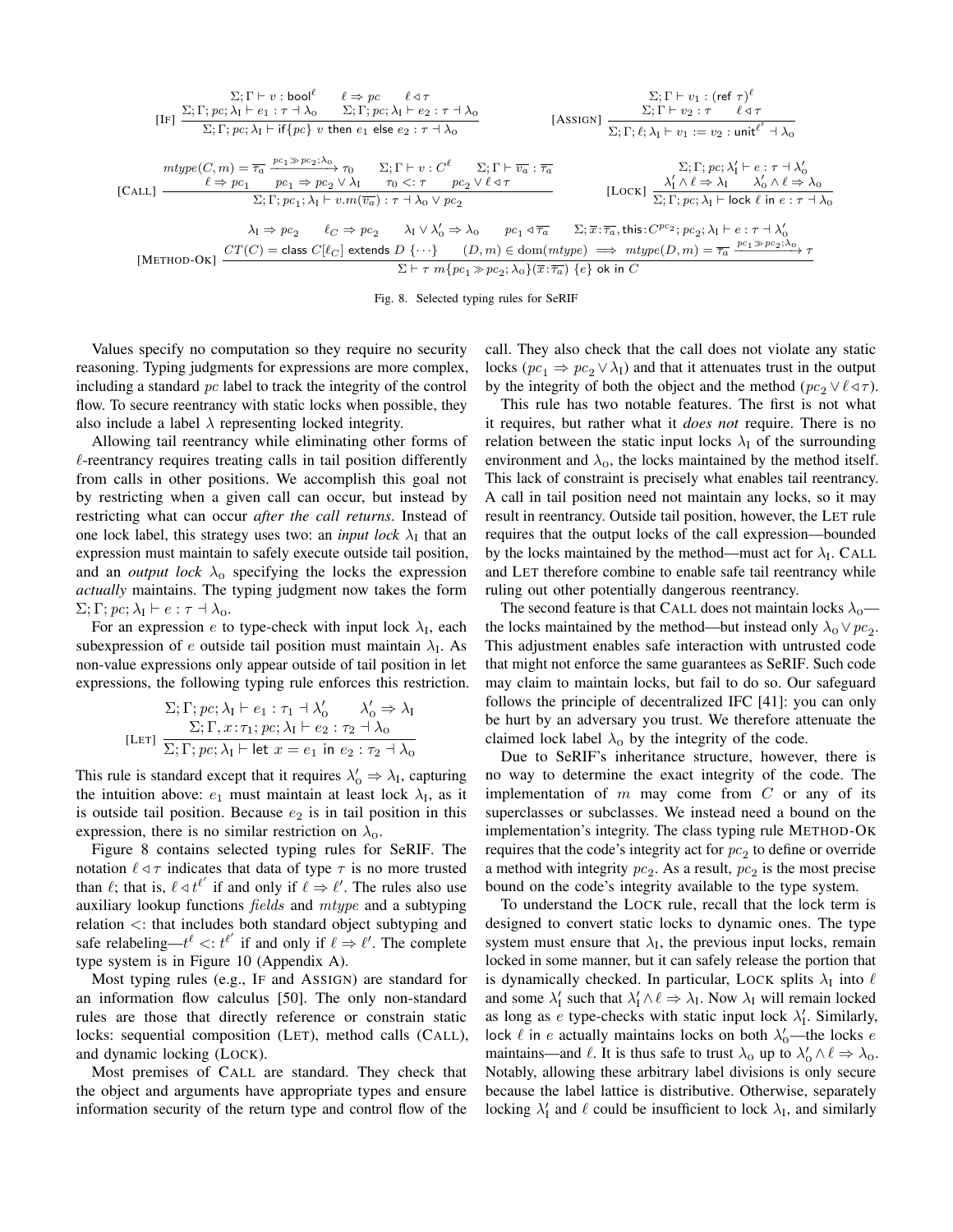$$
\text{[IF]}\ \frac{\Sigma;\Gamma \vdash v : \mathsf{bool}^{\ell} \qquad \ell \Rightarrow pc \qquad \ell \triangleleft \tau \qquad \Sigma;\Gamma;pc;\lambda_{\mathrm{I}} \vdash e_1 : \tau \dashv \lambda_{\mathrm{O}} \qquad \Sigma;\Gamma;pc;\lambda_{\mathrm{I}} \vdash e_2 : \tau \dashv \lambda_{\mathrm{O}}}{\Sigma;\Gamma;pc;\lambda_{\mathrm{I}} \vdash \mathsf{if}\{pc\}\ v\ \mathsf{then}\ e_1\ \mathsf{else}\ e_2 : \tau \dashv \lambda_{\mathrm{O}}}
$$

$$
\text{[ASSIGN]}\ \frac{\Sigma;\Gamma \vdash v_1 : (\mathsf{ref}\ \tau)^{\ell} \qquad \Sigma;\Gamma \vdash v_2 : \tau \qquad \ell \triangleleft \tau}{\Sigma;\Gamma;\ell;\lambda_{\mathrm{I}} \vdash v_1 := v_2 : \mathsf{unit}^{\ell'} \dashv \lambda_{\mathrm{O}}}
$$

$$
\text{[CALL]}\ \frac{\begin{array}{c} mtype(C,m) = \overline{\tau_a} \xrightarrow{pc_1 \gg pc_2;\lambda_{\mathrm{O}}} \tau_0 \qquad \Sigma;\Gamma \vdash v : C^{\ell} \qquad \Sigma;\Gamma \vdash \overline{v_a} : \overline{\tau_a} \\ \ell \Rightarrow pc_1 \qquad pc_1 \Rightarrow pc_2 \vee \lambda_{\mathrm{I}} \qquad \tau_0 <: \tau \qquad pc_2 \vee \ell \triangleleft \tau \end{array}}{\Sigma;\Gamma;pc_1;\lambda_{\mathrm{I}} \vdash v.m(\overline{v_a}) : \tau \dashv \lambda_{\mathrm{O}} \vee pc_2}
$$

$$
\text{[LOCK]}\ \frac{\Sigma;\Gamma;pc;\lambda'_{\mathrm{I}} \vdash e : \tau \dashv \lambda'_{\mathrm{O}} \qquad \lambda'_{\mathrm{I}} \wedge \ell \Rightarrow \lambda_{\mathrm{I}} \qquad \lambda'_{\mathrm{O}} \wedge \ell \Rightarrow \lambda_{\mathrm{O}}}{\Sigma;\Gamma;pc;\lambda_{\mathrm{I}} \vdash \mathsf{lock}\ \ell\ \mathsf{in}\ e : \tau \dashv \lambda_{\mathrm{O}}}
$$

$$
\text{[METHOD-OK]}\ \frac{\begin{array}{c} \lambda_{\mathrm{I}} \Rightarrow pc_2 \qquad \ell_C \Rightarrow pc_2 \qquad \lambda_{\mathrm{I}} \vee \lambda'_{\mathrm{O}} \Rightarrow \lambda_{\mathrm{O}} \qquad pc_1 \triangleleft \overline{\tau_a} \qquad \Sigma;\overline{x}:\overline{\tau_a},\mathsf{this}:C^{pc_2};pc_2;\lambda_{\mathrm{I}} \vdash e : \tau \dashv \lambda'_{\mathrm{O}} \\ CT(C) = \mathsf{class}\ C[\ell_C]\ \mathsf{extends}\ D\ \{\cdots\} \qquad (D,m) \in \mathrm{dom}(mtype) \implies mtype(D,m) = \overline{\tau_a} \xrightarrow{pc_1 \gg pc_2;\lambda_{\mathrm{O}}} \tau \end{array}}{\Sigma \vdash \tau\ m\{pc_1 \gg pc_2;\lambda_{\mathrm{O}}\}(\overline{x}:\overline{\tau_a})\ \{e\}\ \mathsf{ok\ in}\ C}
$$

Fig. 8. Selected typing rules for SeRIF

Values specify no computation so they require no security reasoning. Typing judgments for expressions are more complex, including a standard $pc$ label to track the integrity of the control flow. To secure reentrancy with static locks when possible, they also include a label $\lambda$ representing locked integrity.

Allowing tail reentrancy while eliminating other forms of $\ell$-reentrancy requires treating calls in tail position differently from calls in other positions. We accomplish this goal not by restricting when a given call can occur, but instead by restricting what can occur *after the call returns*. Instead of one lock label, this strategy uses two: an *input lock* $\lambda_{\mathrm{I}}$ that an expression must maintain to safely execute outside tail position, and an *output lock* $\lambda_{\mathrm{O}}$ specifying the locks the expression *actually* maintains. The typing judgment now takes the form $\Sigma;\Gamma;pc;\lambda_{\mathrm{I}} \vdash e : \tau \dashv \lambda_{\mathrm{O}}$.

For an expression $e$ to type-check with input lock $\lambda_{\mathrm{I}}$, each subexpression of $e$ outside tail position must maintain $\lambda_{\mathrm{I}}$. As non-value expressions only appear outside of tail position in let expressions, the following typing rule enforces this restriction.

$$
\text{[LET]}\ \frac{\Sigma;\Gamma;pc;\lambda_{\mathrm{I}} \vdash e_1 : \tau_1 \dashv \lambda'_{\mathrm{O}} \qquad \lambda'_{\mathrm{O}} \Rightarrow \lambda_{\mathrm{I}} \qquad \Sigma;\Gamma,x:\tau_1;pc;\lambda_{\mathrm{I}} \vdash e_2 : \tau_2 \dashv \lambda_{\mathrm{O}}}{\Sigma;\Gamma;pc;\lambda_{\mathrm{I}} \vdash \mathsf{let}\ x = e_1\ \mathsf{in}\ e_2 : \tau_2 \dashv \lambda_{\mathrm{O}}}
$$

This rule is standard except that it requires $\lambda'_{\mathrm{O}} \Rightarrow \lambda_{\mathrm{I}}$, capturing the intuition above: $e_1$ must maintain at least lock $\lambda_{\mathrm{I}}$, as it is outside tail position. Because $e_2$ is in tail position in this expression, there is no similar restriction on $\lambda_{\mathrm{O}}$.

Figure 8 contains selected typing rules for SeRIF. The notation $\ell \triangleleft \tau$ indicates that data of type $\tau$ is no more trusted than $\ell$; that is, $\ell \triangleleft t^{\ell'}$ if and only if $\ell \Rightarrow \ell'$. The rules also use auxiliary lookup functions *fields* and *mtype* and a subtyping relation $<:$ that includes both standard object subtyping and safe relabeling—$t^{\ell} <: t^{\ell'}$ if and only if $\ell \Rightarrow \ell'$. The complete type system is in Figure 10 (Appendix A).

Most typing rules (e.g., IF and ASSIGN) are standard for an information flow calculus [50]. The only non-standard rules are those that directly reference or constrain static locks: sequential composition (LET), method calls (CALL), and dynamic locking (LOCK).

Most premises of CALL are standard. They check that the object and arguments have appropriate types and ensure information security of the return type and control flow of the call. They also check that the call does not violate any static locks ($pc_1 \Rightarrow pc_2 \vee \lambda_{\mathrm{I}}$) and that it attenuates trust in the output by the integrity of both the object and the method ($pc_2 \vee \ell \triangleleft \tau$).

This rule has two notable features. The first is not what it requires, but rather what it *does not* require. There is no relation between the static input locks $\lambda_{\mathrm{I}}$ of the surrounding environment and $\lambda_{\mathrm{O}}$, the locks maintained by the method itself. This lack of constraint is precisely what enables tail reentrancy. A call in tail position need not maintain any locks, so it may result in reentrancy. Outside tail position, however, the LET rule requires that the output locks of the call expression—bounded by the locks maintained by the method—must act for $\lambda_{\mathrm{I}}$. CALL and LET therefore combine to enable safe tail reentrancy while ruling out other potentially dangerous reentrancy.

The second feature is that CALL does not maintain locks $\lambda_{\mathrm{O}}$—the locks maintained by the method—but instead only $\lambda_{\mathrm{O}} \vee pc_2$. This adjustment enables safe interaction with untrusted code that might not enforce the same guarantees as SeRIF. Such code may claim to maintain locks, but fail to do so. Our safeguard follows the principle of decentralized IFC [41]: you can only be hurt by an adversary you trust. We therefore attenuate the claimed lock label $\lambda_{\mathrm{O}}$ by the integrity of the code.

Due to SeRIF's inheritance structure, however, there is no way to determine the exact integrity of the code. The implementation of $m$ may come from $C$ or any of its superclasses or subclasses. We instead need a bound on the implementation's integrity. The class typing rule METHOD-OK requires that the code's integrity act for $pc_2$ to define or override a method with integrity $pc_2$. As a result, $pc_2$ is the most precise bound on the code's integrity available to the type system.

To understand the LOCK rule, recall that the lock term is designed to convert static locks to dynamic ones. The type system must ensure that $\lambda_{\mathrm{I}}$, the previous input locks, remain locked in some manner, but it can safely release the portion that is dynamically checked. In particular, LOCK splits $\lambda_{\mathrm{I}}$ into $\ell$ and some $\lambda'_{\mathrm{I}}$ such that $\lambda'_{\mathrm{I}} \wedge \ell \Rightarrow \lambda_{\mathrm{I}}$. Now $\lambda_{\mathrm{I}}$ will remain locked as long as $e$ type-checks with static input lock $\lambda'_{\mathrm{I}}$. Similarly, lock $\ell$ in $e$ actually maintains locks on both $\lambda'_{\mathrm{O}}$—the locks $e$ maintains—and $\ell$. It is thus safe to trust $\lambda_{\mathrm{O}}$ up to $\lambda'_{\mathrm{O}} \wedge \ell \Rightarrow \lambda_{\mathrm{O}}$. Notably, allowing these arbitrary label divisions is only secure because the label lattice is distributive. Otherwise, separately locking $\lambda'_{\mathrm{I}}$ and $\ell$ could be insufficient to lock $\lambda_{\mathrm{I}}$, and similarly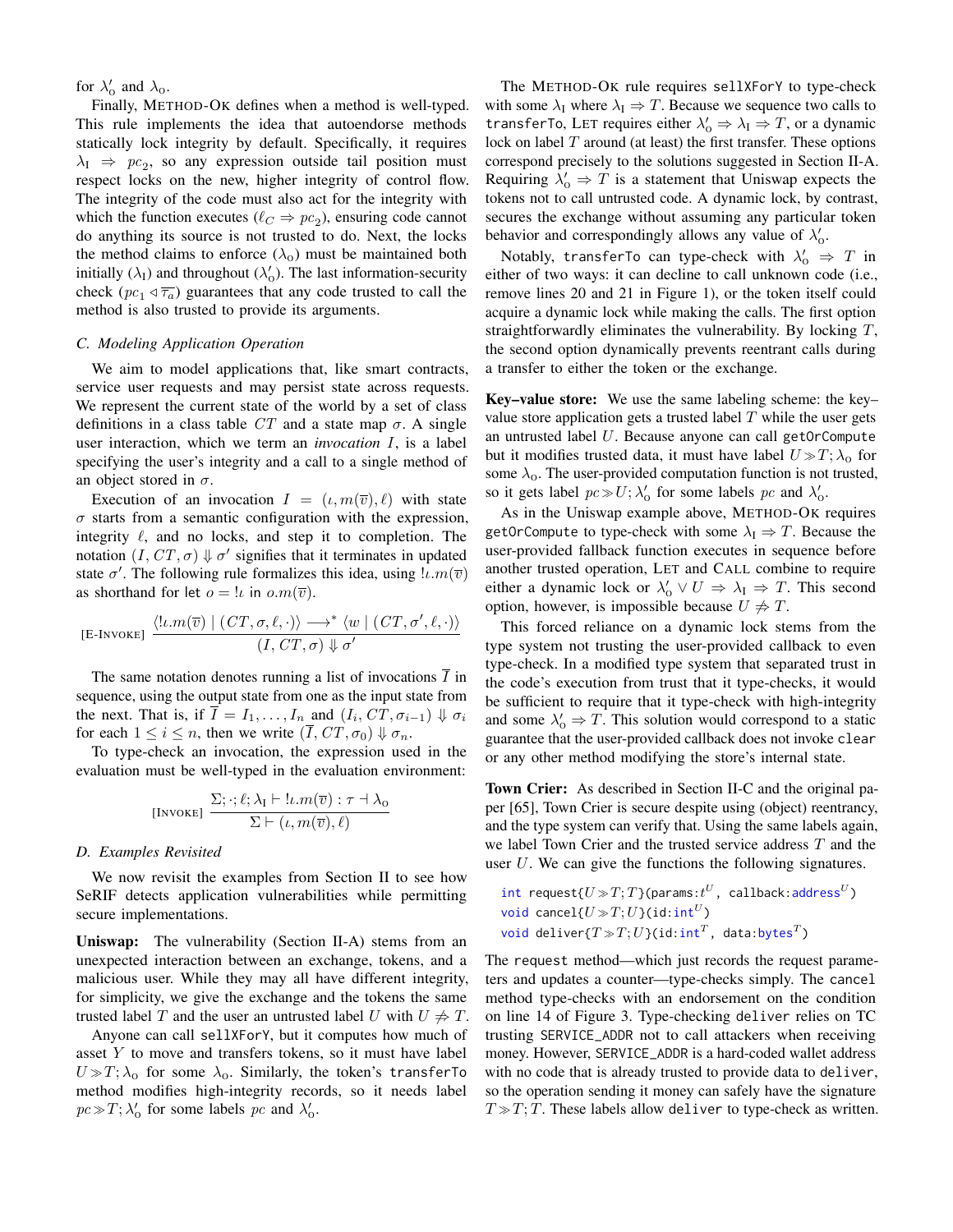for $\lambda'_\mathrm{o}$ and $\lambda_\mathrm{o}$.

Finally, METHOD-OK defines when a method is well-typed. This rule implements the idea that autoendorse methods statically lock integrity by default. Specifically, it requires $\lambda_\mathrm{I} \Rightarrow pc_2$, so any expression outside tail position must respect locks on the new, higher integrity of control flow. The integrity of the code must also act for the integrity with which the function executes ($\ell_C \Rightarrow pc_2$), ensuring code cannot do anything its source is not trusted to do. Next, the locks the method claims to enforce ($\lambda_\mathrm{o}$) must be maintained both initially ($\lambda_\mathrm{I}$) and throughout ($\lambda'_\mathrm{o}$). The last information-security check ($pc_1 \triangleleft \overline{\tau_a}$) guarantees that any code trusted to call the method is also trusted to provide its arguments.

### C. Modeling Application Operation

We aim to model applications that, like smart contracts, service user requests and may persist state across requests. We represent the current state of the world by a set of class definitions in a class table $CT$ and a state map $\sigma$. A single user interaction, which we term an *invocation* $I$, is a label specifying the user's integrity and a call to a single method of an object stored in $\sigma$.

Execution of an invocation $I = (\iota, m(\overline{v}), \ell)$ with state $\sigma$ starts from a semantic configuration with the expression, integrity $\ell$, and no locks, and step it to completion. The notation $(I, CT, \sigma) \Downarrow \sigma'$ signifies that it terminates in updated state $\sigma'$. The following rule formalizes this idea, using $!\iota.m(\overline{v})$ as shorthand for let $o = !\iota$ in $o.m(\overline{v})$.

$$\text{[E-INVOKE]}\ \frac{\langle !\iota.m(\overline{v}) \mid (CT, \sigma, \ell, \cdot)\rangle \longrightarrow^* \langle w \mid (CT, \sigma', \ell, \cdot)\rangle}{(I, CT, \sigma) \Downarrow \sigma'}$$

The same notation denotes running a list of invocations $\overline{I}$ in sequence, using the output state from one as the input state from the next. That is, if $\overline{I} = I_1, \ldots, I_n$ and $(I_i, CT, \sigma_{i-1}) \Downarrow \sigma_i$ for each $1 \le i \le n$, then we write $(\overline{I}, CT, \sigma_0) \Downarrow \sigma_n$.

To type-check an invocation, the expression used in the evaluation must be well-typed in the evaluation environment:

$$\text{[INVOKE]}\ \frac{\Sigma; \cdot; \ell; \lambda_\mathrm{I} \vdash !\iota.m(\overline{v}) : \tau \dashv \lambda_\mathrm{o}}{\Sigma \vdash (\iota, m(\overline{v}), \ell)}$$

### D. Examples Revisited

We now revisit the examples from Section II to see how SeRIF detects application vulnerabilities while permitting secure implementations.

**Uniswap:** The vulnerability (Section II-A) stems from an unexpected interaction between an exchange, tokens, and a malicious user. While they may all have different integrity, for simplicity, we give the exchange and the tokens the same trusted label $T$ and the user an untrusted label $U$ with $U \not\Rightarrow T$.

Anyone can call `sellXForY`, but it computes how much of asset $Y$ to move and transfers tokens, so it must have label $U \gg T; \lambda_\mathrm{o}$ for some $\lambda_\mathrm{o}$. Similarly, the token's `transferTo` method modifies high-integrity records, so it needs label $pc \gg T; \lambda'_\mathrm{o}$ for some labels $pc$ and $\lambda'_\mathrm{o}$.

The METHOD-OK rule requires `sellXForY` to type-check with some $\lambda_\mathrm{I}$ where $\lambda_\mathrm{I} \Rightarrow T$. Because we sequence two calls to `transferTo`, LET requires either $\lambda'_\mathrm{o} \Rightarrow \lambda_\mathrm{I} \Rightarrow T$, or a dynamic lock on label $T$ around (at least) the first transfer. These options correspond precisely to the solutions suggested in Section II-A. Requiring $\lambda'_\mathrm{o} \Rightarrow T$ is a statement that Uniswap expects the tokens not to call untrusted code. A dynamic lock, by contrast, secures the exchange without assuming any particular token behavior and correspondingly allows any value of $\lambda'_\mathrm{o}$.

Notably, `transferTo` can type-check with $\lambda'_\mathrm{o} \Rightarrow T$ in either of two ways: it can decline to call unknown code (i.e., remove lines 20 and 21 in Figure 1), or the token itself could acquire a dynamic lock while making the calls. The first option straightforwardly eliminates the vulnerability. By locking $T$, the second option dynamically prevents reentrant calls during a transfer to either the token or the exchange.

**Key–value store:** We use the same labeling scheme: the key–value store application gets a trusted label $T$ while the user gets an untrusted label $U$. Because anyone can call `getOrCompute` but it modifies trusted data, it must have label $U \gg T; \lambda_\mathrm{o}$ for some $\lambda_\mathrm{o}$. The user-provided computation function is not trusted, so it gets label $pc \gg U; \lambda'_\mathrm{o}$ for some labels $pc$ and $\lambda'_\mathrm{o}$.

As in the Uniswap example above, METHOD-OK requires `getOrCompute` to type-check with some $\lambda_\mathrm{I} \Rightarrow T$. Because the user-provided fallback function executes in sequence before another trusted operation, LET and CALL combine to require either a dynamic lock or $\lambda'_\mathrm{o} \vee U \Rightarrow \lambda_\mathrm{I} \Rightarrow T$. This second option, however, is impossible because $U \not\Rightarrow T$.

This forced reliance on a dynamic lock stems from the type system not trusting the user-provided callback to even type-check. In a modified type system that separated trust in the code's execution from trust that it type-checks, it would be sufficient to require that it type-check with high-integrity and some $\lambda'_\mathrm{o} \Rightarrow T$. This solution would correspond to a static guarantee that the user-provided callback does not invoke `clear` or any other method modifying the store's internal state.

**Town Crier:** As described in Section II-C and the original paper [65], Town Crier is secure despite using (object) reentrancy, and the type system can verify that. Using the same labels again, we label Town Crier and the trusted service address $T$ and the user $U$. We can give the functions the following signatures.

```
int request{U≫T;T}(params:t^U, callback:address^U)
void cancel{U≫T;U}(id:int^U)
void deliver{T≫T;U}(id:int^T, data:bytes^T)
```

The `request` method—which just records the request parameters and updates a counter—type-checks simply. The `cancel` method type-checks with an endorsement on the condition on line 14 of Figure 3. Type-checking `deliver` relies on TC trusting `SERVICE_ADDR` not to call attackers when receiving money. However, `SERVICE_ADDR` is a hard-coded wallet address with no code that is already trusted to provide data to `deliver`, so the operation sending it money can safely have the signature $T \gg T; T$. These labels allow `deliver` to type-check as written.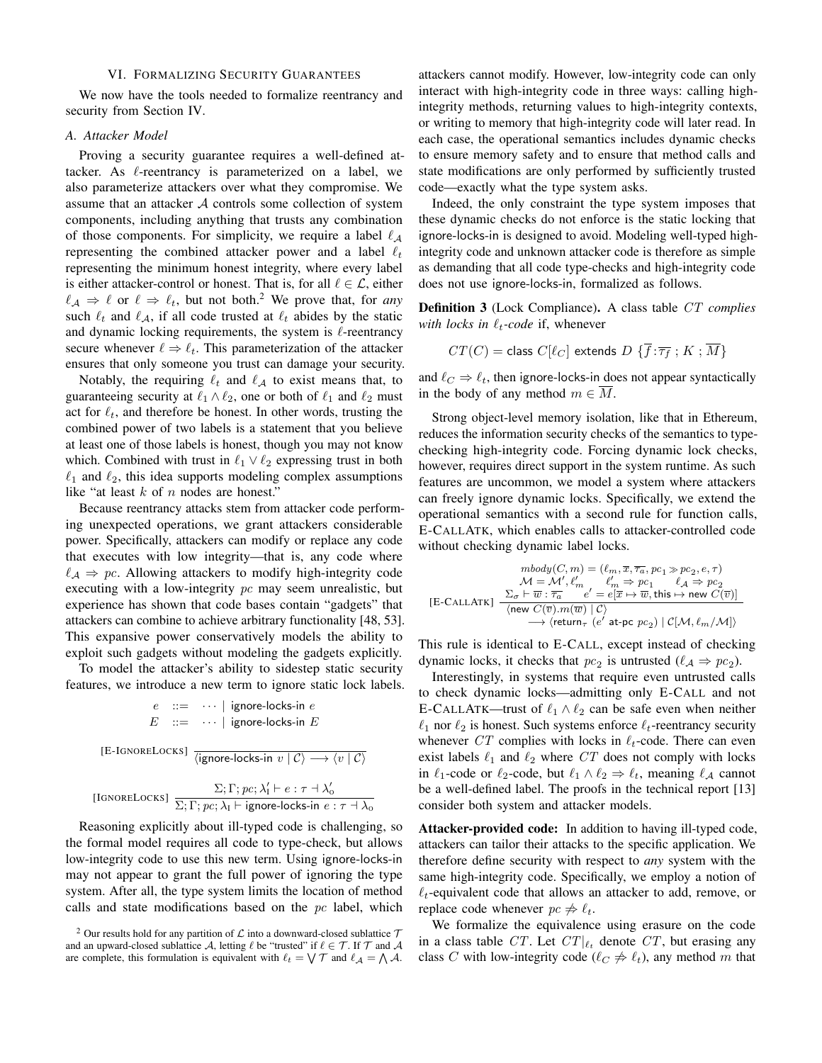## VI. Formalizing Security Guarantees

We now have the tools needed to formalize reentrancy and security from Section IV.

### A. Attacker Model

Proving a security guarantee requires a well-defined attacker. As $\ell$-reentrancy is parameterized on a label, we also parameterize attackers over what they compromise. We assume that an attacker $\mathcal{A}$ controls some collection of system components, including anything that trusts any combination of those components. For simplicity, we require a label $\ell_{\mathcal{A}}$ representing the combined attacker power and a label $\ell_t$ representing the minimum honest integrity, where every label is either attacker-control or honest. That is, for all $\ell \in \mathcal{L}$, either $\ell_{\mathcal{A}} \Rightarrow \ell$ or $\ell \Rightarrow \ell_t$, but not both.[2] We prove that, for *any* such $\ell_t$ and $\ell_{\mathcal{A}}$, if all code trusted at $\ell_t$ abides by the static and dynamic locking requirements, the system is $\ell$-reentrancy secure whenever $\ell \Rightarrow \ell_t$. This parameterization of the attacker ensures that only someone you trust can damage your security.

Notably, the requiring $\ell_t$ and $\ell_{\mathcal{A}}$ to exist means that, to guaranteeing security at $\ell_1 \wedge \ell_2$, one or both of $\ell_1$ and $\ell_2$ must act for $\ell_t$, and therefore be honest. In other words, trusting the combined power of two labels is a statement that you believe at least one of those labels is honest, though you may not know which. Combined with trust in $\ell_1 \vee \ell_2$ expressing trust in both $\ell_1$ and $\ell_2$, this idea supports modeling complex assumptions like "at least $k$ of $n$ nodes are honest."

Because reentrancy attacks stem from attacker code performing unexpected operations, we grant attackers considerable power. Specifically, attackers can modify or replace any code that executes with low integrity—that is, any code where $\ell_{\mathcal{A}} \Rightarrow pc$. Allowing attackers to modify high-integrity code executing with a low-integrity $pc$ may seem unrealistic, but experience has shown that code bases contain "gadgets" that attackers can combine to achieve arbitrary functionality [48, 53]. This expansive power conservatively models the ability to exploit such gadgets without modeling the gadgets explicitly.

To model the attacker's ability to sidestep static security features, we introduce a new term to ignore static lock labels.

$$e \quad ::= \quad \cdots \mid \mathsf{ignore\text{-}locks\text{-}in}\ e$$
$$E \quad ::= \quad \cdots \mid \mathsf{ignore\text{-}locks\text{-}in}\ E$$

$$[\text{E-IGNORELOCKS}] \quad \frac{}{\langle \mathsf{ignore\text{-}locks\text{-}in}\ v \mid \mathcal{C} \rangle \longrightarrow \langle v \mid \mathcal{C} \rangle}$$

$$[\text{IGNORELOCKS}] \quad \frac{\Sigma; \Gamma; pc; \lambda_{\mathrm{I}}' \vdash e : \tau \dashv \lambda_{\mathrm{O}}'}{\Sigma; \Gamma; pc; \lambda_{\mathrm{I}} \vdash \mathsf{ignore\text{-}locks\text{-}in}\ e : \tau \dashv \lambda_{\mathrm{O}}}$$

Reasoning explicitly about ill-typed code is challenging, so the formal model requires all code to type-check, but allows low-integrity code to use this new term. Using ignore-locks-in may not appear to grant the full power of ignoring the type system. After all, the type system limits the location of method calls and state modifications based on the $pc$ label, which attackers cannot modify. However, low-integrity code can only interact with high-integrity code in three ways: calling high-integrity methods, returning values to high-integrity contexts, or writing to memory that high-integrity code will later read. In each case, the operational semantics includes dynamic checks to ensure memory safety and to ensure that method calls and state modifications are only performed by sufficiently trusted code—exactly what the type system asks.

Indeed, the only constraint the type system imposes that these dynamic checks do not enforce is the static locking that ignore-locks-in is designed to avoid. Modeling well-typed high-integrity code and unknown attacker code is therefore as simple as demanding that all code type-checks and high-integrity code does not use ignore-locks-in, formalized as follows.

**Definition 3** (Lock Compliance). A class table $CT$ *complies with locks in $\ell_t$-code* if, whenever

$$CT(C) = \mathsf{class}\ C[\ell_C]\ \mathsf{extends}\ D\ \{\overline{f}:\overline{\tau_f}\ ;\ K\ ;\ \overline{M}\}$$

and $\ell_C \Rightarrow \ell_t$, then ignore-locks-in does not appear syntactically in the body of any method $m \in \overline{M}$.

Strong object-level memory isolation, like that in Ethereum, reduces the information security checks of the semantics to type-checking high-integrity code. Forcing dynamic lock checks, however, requires direct support in the system runtime. As such features are uncommon, we model a system where attackers can freely ignore dynamic locks. Specifically, we extend the operational semantics with a second rule for function calls, E-CALLATK, which enables calls to attacker-controlled code without checking dynamic label locks.

$$[\text{E-CALLATK}] \quad \frac{\begin{array}{c} mbody(C,m) = (\ell_m, \overline{x}, \overline{\tau_a}, pc_1 \gg pc_2, e, \tau) \\ \mathcal{M} = \mathcal{M}', \ell_m' \qquad \ell_m' \Rightarrow pc_1 \qquad \ell_{\mathcal{A}} \Rightarrow pc_2 \\ \Sigma_\sigma \vdash \overline{w} : \overline{\tau_a} \qquad e' = e[\overline{x} \mapsto \overline{w}, \mathsf{this} \mapsto \mathsf{new}\ C(\overline{v})] \end{array}}{\begin{array}{c}\langle \mathsf{new}\ C(\overline{v}).m(\overline{w}) \mid \mathcal{C} \rangle \\ \longrightarrow \langle \mathsf{return}_\tau\ (e'\ \mathsf{at\text{-}pc}\ pc_2) \mid \mathcal{C}[\mathcal{M}, \ell_m/\mathcal{M}] \rangle\end{array}}$$

This rule is identical to E-CALL, except instead of checking dynamic locks, it checks that $pc_2$ is untrusted ($\ell_{\mathcal{A}} \Rightarrow pc_2$).

Interestingly, in systems that require even untrusted calls to check dynamic locks—admitting only E-CALL and not E-CALLATK—trust of $\ell_1 \wedge \ell_2$ can be safe even when neither $\ell_1$ nor $\ell_2$ is honest. Such systems enforce $\ell_t$-reentrancy security whenever $CT$ complies with locks in $\ell_t$-code. There can even exist labels $\ell_1$ and $\ell_2$ where $CT$ does not comply with locks in $\ell_1$-code or $\ell_2$-code, but $\ell_1 \wedge \ell_2 \Rightarrow \ell_t$, meaning $\ell_{\mathcal{A}}$ cannot be a well-defined label. The proofs in the technical report [13] consider both system and attacker models.

**Attacker-provided code:** In addition to having ill-typed code, attackers can tailor their attacks to the specific application. We therefore define security with respect to *any* system with the same high-integrity code. Specifically, we employ a notion of $\ell_t$-equivalent code that allows an attacker to add, remove, or replace code whenever $pc \not\Rightarrow \ell_t$.

We formalize the equivalence using erasure on the code in a class table $CT$. Let $CT|_{\ell_t}$ denote $CT$, but erasing any class $C$ with low-integrity code ($\ell_C \not\Rightarrow \ell_t$), any method $m$ that

[2] Our results hold for any partition of $\mathcal{L}$ into a downward-closed sublattice $\mathcal{T}$ and an upward-closed sublattice $\mathcal{A}$, letting $\ell$ be "trusted" if $\ell \in \mathcal{T}$. If $\mathcal{T}$ and $\mathcal{A}$ are complete, this formulation is equivalent with $\ell_t = \bigvee \mathcal{T}$ and $\ell_{\mathcal{A}} = \bigwedge \mathcal{A}$.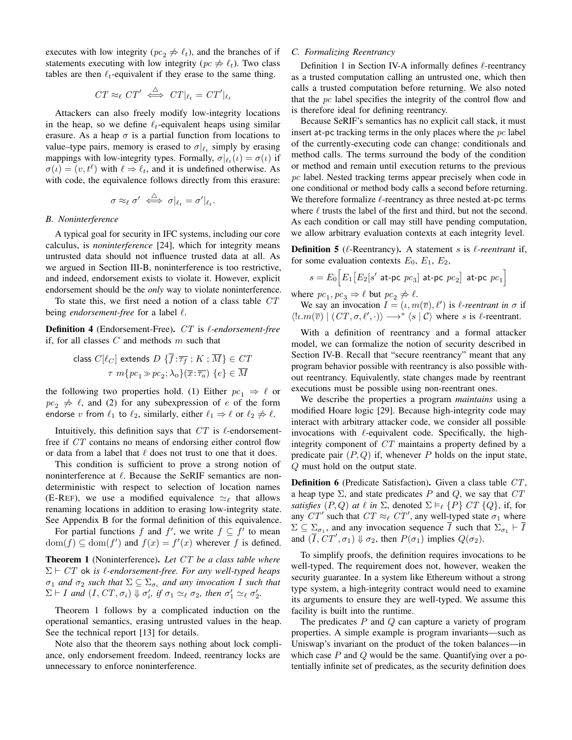executes with low integrity ($pc_2 \not\Rightarrow \ell_t$), and the branches of if statements executing with low integrity ($pc \not\Rightarrow \ell_t$). Two class tables are then $\ell_t$-equivalent if they erase to the same thing.

$$CT \approx_\ell CT' \iff^{\triangle} CT|_{\ell_t} = CT'|_{\ell_t}$$

Attackers can also freely modify low-integrity locations in the heap, so we define $\ell_t$-equivalent heaps using similar erasure. As a heap $\sigma$ is a partial function from locations to value–type pairs, memory is erased to $\sigma|_{\ell_t}$ simply by erasing mappings with low-integrity types. Formally, $\sigma|_{\ell_t}(\iota) = \sigma(\iota)$ if $\sigma(\iota) = (v, t^\ell)$ with $\ell \Rightarrow \ell_t$, and it is undefined otherwise. As with code, the equivalence follows directly from this erasure:

$$\sigma \approx_\ell \sigma' \iff^{\triangle} \sigma|_{\ell_t} = \sigma'|_{\ell_t}.$$

### B. Noninterference

A typical goal for security in IFC systems, including our core calculus, is *noninterference* [24], which for integrity means untrusted data should not influence trusted data at all. As we argued in Section III-B, noninterference is too restrictive, and indeed, endorsement exists to violate it. However, explicit endorsement should be the *only* way to violate noninterference.

To state this, we first need a notion of a class table $CT$ being *endorsement-free* for a label $\ell$.

**Definition 4** (Endorsement-Free). $CT$ is *$\ell$-endorsement-free* if, for all classes $C$ and methods $m$ such that

$$\text{class } C[\ell_C] \text{ extends } D\ \{\overline{f}{:}\overline{\tau_f}\ ;\ K\ ;\ \overline{M}\} \in CT$$
$$\tau\ m\{pc_1 \gg pc_2; \lambda_o\}(\overline{x}{:}\overline{\tau_a})\ \{e\} \in \overline{M}$$

the following two properties hold. (1) Either $pc_1 \Rightarrow \ell$ or $pc_2 \not\Rightarrow \ell$, and (2) for any subexpression of $e$ of the form endorse $v$ from $\ell_1$ to $\ell_2$, similarly, either $\ell_1 \Rightarrow \ell$ or $\ell_2 \not\Rightarrow \ell$.

Intuitively, this definition says that $CT$ is $\ell$-endorsement-free if $CT$ contains no means of endorsing either control flow or data from a label that $\ell$ does not trust to one that it does.

This condition is sufficient to prove a strong notion of noninterference at $\ell$. Because the SeRIF semantics are nondeterministic with respect to selection of location names (E-REF), we use a modified equivalence $\simeq_\ell$ that allows renaming locations in addition to erasing low-integrity state. See Appendix B for the formal definition of this equivalence.

For partial functions $f$ and $f'$, we write $f \subseteq f'$ to mean $\mathrm{dom}(f) \subseteq \mathrm{dom}(f')$ and $f(x) = f'(x)$ wherever $f$ is defined.

**Theorem 1** (Noninterference). *Let $CT$ be a class table where $\Sigma \vdash CT$ ok is $\ell$-endorsement-free. For any well-typed heaps $\sigma_1$ and $\sigma_2$ such that $\Sigma \subseteq \Sigma_{\sigma_i}$ and any invocation $I$ such that $\Sigma \vdash I$ and $(I, CT, \sigma_i) \Downarrow \sigma_i'$, if $\sigma_1 \simeq_\ell \sigma_2$, then $\sigma_1' \simeq_\ell \sigma_2'$.*

Theorem 1 follows by a complicated induction on the operational semantics, erasing untrusted values in the heap. See the technical report [13] for details.

Note also that the theorem says nothing about lock compliance, only endorsement freedom. Indeed, reentrancy locks are unnecessary to enforce noninterference.

### C. Formalizing Reentrancy

Definition 1 in Section IV-A informally defines $\ell$-reentrancy as a trusted computation calling an untrusted one, which then calls a trusted computation before returning. We also noted that the $pc$ label specifies the integrity of the control flow and is therefore ideal for defining reentrancy.

Because SeRIF's semantics has no explicit call stack, it must insert at-pc tracking terms in the only places where the $pc$ label of the currently-executing code can change: conditionals and method calls. The terms surround the body of the condition or method and remain until execution returns to the previous $pc$ label. Nested tracking terms appear precisely when code in one conditional or method body calls a second before returning. We therefore formalize $\ell$-reentrancy as three nested at-pc terms where $\ell$ trusts the label of the first and third, but not the second. As each condition or call may still have pending computation, we allow arbitrary evaluation contexts at each integrity level.

**Definition 5** ($\ell$-Reentrancy). A statement $s$ is *$\ell$-reentrant* if, for some evaluation contexts $E_0$, $E_1$, $E_2$,

$$s = E_0\Big[E_1\big[E_2[s' \text{ at-pc } pc_3] \text{ at-pc } pc_2\big] \text{ at-pc } pc_1\Big]$$

where $pc_1, pc_3 \Rightarrow \ell$ but $pc_2 \not\Rightarrow \ell$.

We say an invocation $I = (\iota, m(\overline{v}), \ell')$ is *$\ell$-reentrant in* $\sigma$ if $\langle !\iota.m(\overline{v}) \mid (CT, \sigma, \ell', \cdot)\rangle \longrightarrow^* \langle s \mid \mathcal{C}\rangle$ where $s$ is $\ell$-reentrant.

With a definition of reentrancy and a formal attacker model, we can formalize the notion of security described in Section IV-B. Recall that "secure reentrancy" meant that any program behavior possible with reentrancy is also possible without reentrancy. Equivalently, state changes made by reentrant executions must be possible using non-reentrant ones.

We describe the properties a program *maintains* using a modified Hoare logic [29]. Because high-integrity code may interact with arbitrary attacker code, we consider all possible invocations with $\ell$-equivalent code. Specifically, the high-integrity component of $CT$ maintains a property defined by a predicate pair $(P, Q)$ if, whenever $P$ holds on the input state, $Q$ must hold on the output state.

**Definition 6** (Predicate Satisfaction). Given a class table $CT$, a heap type $\Sigma$, and state predicates $P$ and $Q$, we say that $CT$ *satisfies* $(P, Q)$ *at* $\ell$ *in* $\Sigma$, denoted $\Sigma \vDash_\ell \{P\}\ CT\ \{Q\}$, if, for any $CT'$ such that $CT \approx_\ell CT'$, any well-typed state $\sigma_1$ where $\Sigma \subseteq \Sigma_{\sigma_1}$, and any invocation sequence $\overline{I}$ such that $\Sigma_{\sigma_1} \vdash \overline{I}$ and $(\overline{I}, CT', \sigma_1) \Downarrow \sigma_2$, then $P(\sigma_1)$ implies $Q(\sigma_2)$.

To simplify proofs, the definition requires invocations to be well-typed. The requirement does not, however, weaken the security guarantee. In a system like Ethereum without a strong type system, a high-integrity contract would need to examine its arguments to ensure they are well-typed. We assume this facility is built into the runtime.

The predicates $P$ and $Q$ can capture a variety of program properties. A simple example is program invariants—such as Uniswap's invariant on the product of the token balances—in which case $P$ and $Q$ would be the same. Quantifying over a potentially infinite set of predicates, as the security definition does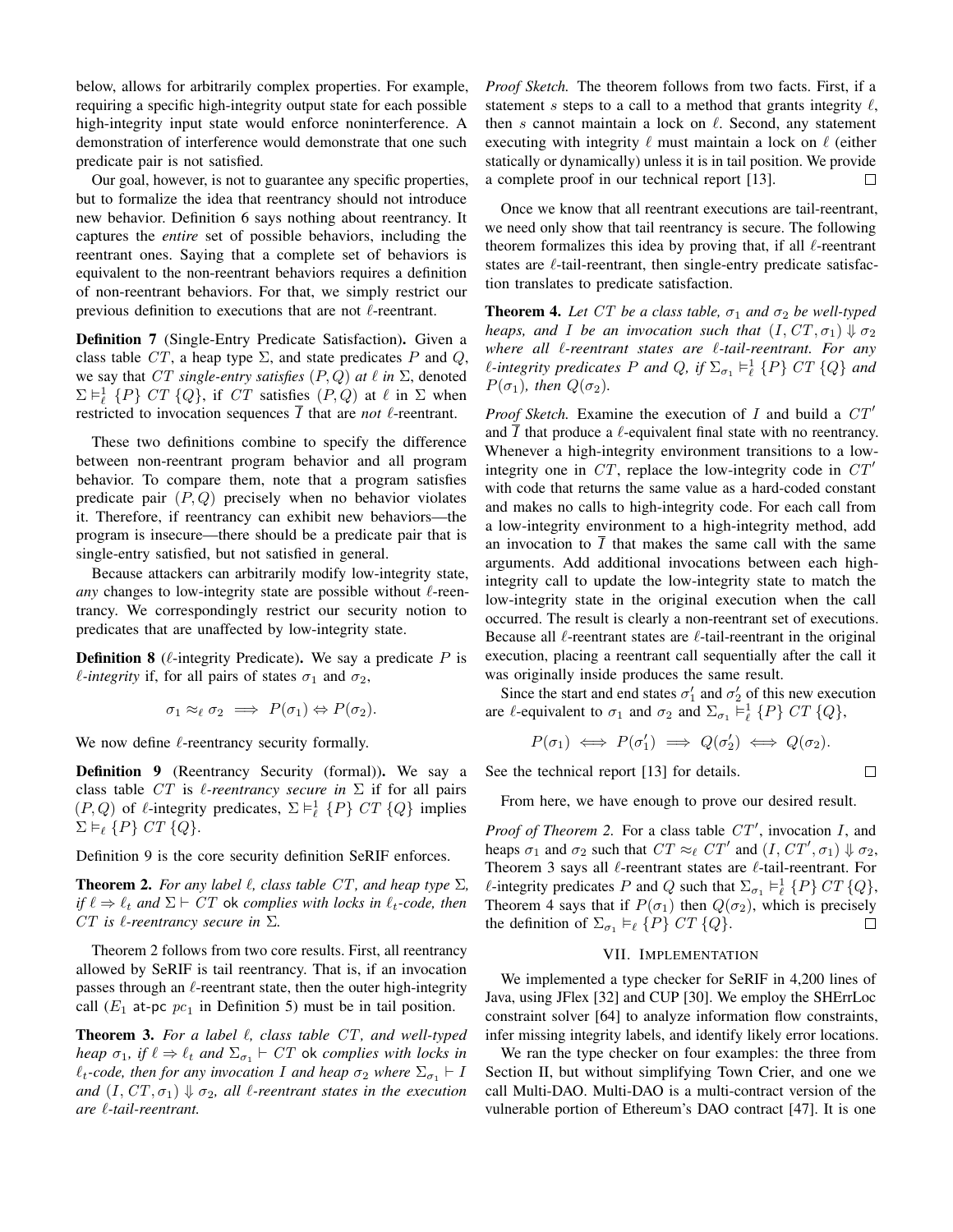below, allows for arbitrarily complex properties. For example, requiring a specific high-integrity output state for each possible high-integrity input state would enforce noninterference. A demonstration of interference would demonstrate that one such predicate pair is not satisfied.

Our goal, however, is not to guarantee any specific properties, but to formalize the idea that reentrancy should not introduce new behavior. Definition 6 says nothing about reentrancy. It captures the *entire* set of possible behaviors, including the reentrant ones. Saying that a complete set of behaviors is equivalent to the non-reentrant behaviors requires a definition of non-reentrant behaviors. For that, we simply restrict our previous definition to executions that are not $\ell$-reentrant.

**Definition 7** (Single-Entry Predicate Satisfaction)**.** Given a class table $CT$, a heap type $\Sigma$, and state predicates $P$ and $Q$, we say that $CT$ *single-entry satisfies* $(P, Q)$ *at* $\ell$ *in* $\Sigma$, denoted $\Sigma \vDash^1_\ell \{P\}\ CT\ \{Q\}$, if $CT$ satisfies $(P, Q)$ at $\ell$ in $\Sigma$ when restricted to invocation sequences $\overline{I}$ that are *not* $\ell$-reentrant.

These two definitions combine to specify the difference between non-reentrant program behavior and all program behavior. To compare them, note that a program satisfies predicate pair $(P, Q)$ precisely when no behavior violates it. Therefore, if reentrancy can exhibit new behaviors—the program is insecure—there should be a predicate pair that is single-entry satisfied, but not satisfied in general.

Because attackers can arbitrarily modify low-integrity state, *any* changes to low-integrity state are possible without $\ell$-reentrancy. We correspondingly restrict our security notion to predicates that are unaffected by low-integrity state.

**Definition 8** ($\ell$-integrity Predicate)**.** We say a predicate $P$ is $\ell$*-integrity* if, for all pairs of states $\sigma_1$ and $\sigma_2$,

$$\sigma_1 \approx_\ell \sigma_2 \implies P(\sigma_1) \Leftrightarrow P(\sigma_2).$$

We now define $\ell$-reentrancy security formally.

**Definition 9** (Reentrancy Security (formal))**.** We say a class table $CT$ is $\ell$*-reentrancy secure in* $\Sigma$ if for all pairs $(P, Q)$ of $\ell$-integrity predicates, $\Sigma \vDash^1_\ell \{P\}\ CT\ \{Q\}$ implies $\Sigma \vDash_\ell \{P\}\ CT\ \{Q\}$.

Definition 9 is the core security definition SeRIF enforces.

**Theorem 2.** *For any label $\ell$, class table $CT$, and heap type $\Sigma$, if $\ell \Rightarrow \ell_t$ and $\Sigma \vdash CT$ ok complies with locks in $\ell_t$-code, then $CT$ is $\ell$-reentrancy secure in $\Sigma$.*

Theorem 2 follows from two core results. First, all reentrancy allowed by SeRIF is tail reentrancy. That is, if an invocation passes through an $\ell$-reentrant state, then the outer high-integrity call ($E_1$ at-pc $pc_1$ in Definition 5) must be in tail position.

**Theorem 3.** *For a label $\ell$, class table $CT$, and well-typed heap $\sigma_1$, if $\ell \Rightarrow \ell_t$ and $\Sigma_{\sigma_1} \vdash CT$ ok complies with locks in $\ell_t$-code, then for any invocation $I$ and heap $\sigma_2$ where $\Sigma_{\sigma_1} \vdash I$ and $(I, CT, \sigma_1) \Downarrow \sigma_2$, all $\ell$-reentrant states in the execution are $\ell$-tail-reentrant.*

*Proof Sketch.* The theorem follows from two facts. First, if a statement $s$ steps to a call to a method that grants integrity $\ell$, then $s$ cannot maintain a lock on $\ell$. Second, any statement executing with integrity $\ell$ must maintain a lock on $\ell$ (either statically or dynamically) unless it is in tail position. We provide a complete proof in our technical report [13]. □

Once we know that all reentrant executions are tail-reentrant, we need only show that tail reentrancy is secure. The following theorem formalizes this idea by proving that, if all $\ell$-reentrant states are $\ell$-tail-reentrant, then single-entry predicate satisfaction translates to predicate satisfaction.

**Theorem 4.** *Let $CT$ be a class table, $\sigma_1$ and $\sigma_2$ be well-typed heaps, and $I$ be an invocation such that $(I, CT, \sigma_1) \Downarrow \sigma_2$ where all $\ell$-reentrant states are $\ell$-tail-reentrant. For any $\ell$-integrity predicates $P$ and $Q$, if $\Sigma_{\sigma_1} \vDash^1_\ell \{P\}\ CT\ \{Q\}$ and $P(\sigma_1)$, then $Q(\sigma_2)$.*

*Proof Sketch.* Examine the execution of $I$ and build a $CT'$ and $\overline{I}$ that produce a $\ell$-equivalent final state with no reentrancy. Whenever a high-integrity environment transitions to a low-integrity one in $CT$, replace the low-integrity code in $CT'$ with code that returns the same value as a hard-coded constant and makes no calls to high-integrity code. For each call from a low-integrity environment to a high-integrity method, add an invocation to $\overline{I}$ that makes the same call with the same arguments. Add additional invocations between each high-integrity call to update the low-integrity state to match the low-integrity state in the original execution when the call occurred. The result is clearly a non-reentrant set of executions. Because all $\ell$-reentrant states are $\ell$-tail-reentrant in the original execution, placing a reentrant call sequentially after the call it was originally inside produces the same result.

Since the start and end states $\sigma'_1$ and $\sigma'_2$ of this new execution are $\ell$-equivalent to $\sigma_1$ and $\sigma_2$ and $\Sigma_{\sigma_1} \vDash^1_\ell \{P\}\ CT\ \{Q\}$,

$$P(\sigma_1) \iff P(\sigma'_1) \implies Q(\sigma'_2) \iff Q(\sigma_2).$$

See the technical report [13] for details. □

From here, we have enough to prove our desired result.

*Proof of Theorem 2.* For a class table $CT'$, invocation $I$, and heaps $\sigma_1$ and $\sigma_2$ such that $CT \approx_\ell CT'$ and $(I, CT', \sigma_1) \Downarrow \sigma_2$, Theorem 3 says all $\ell$-reentrant states are $\ell$-tail-reentrant. For $\ell$-integrity predicates $P$ and $Q$ such that $\Sigma_{\sigma_1} \vDash^1_\ell \{P\}\ CT\ \{Q\}$, Theorem 4 says that if $P(\sigma_1)$ then $Q(\sigma_2)$, which is precisely the definition of $\Sigma_{\sigma_1} \vDash_\ell \{P\}\ CT\ \{Q\}$. □

## VII. Implementation

We implemented a type checker for SeRIF in 4,200 lines of Java, using JFlex [32] and CUP [30]. We employ the SHErrLoc constraint solver [64] to analyze information flow constraints, infer missing integrity labels, and identify likely error locations.

We ran the type checker on four examples: the three from Section II, but without simplifying Town Crier, and one we call Multi-DAO. Multi-DAO is a multi-contract version of the vulnerable portion of Ethereum's DAO contract [47]. It is one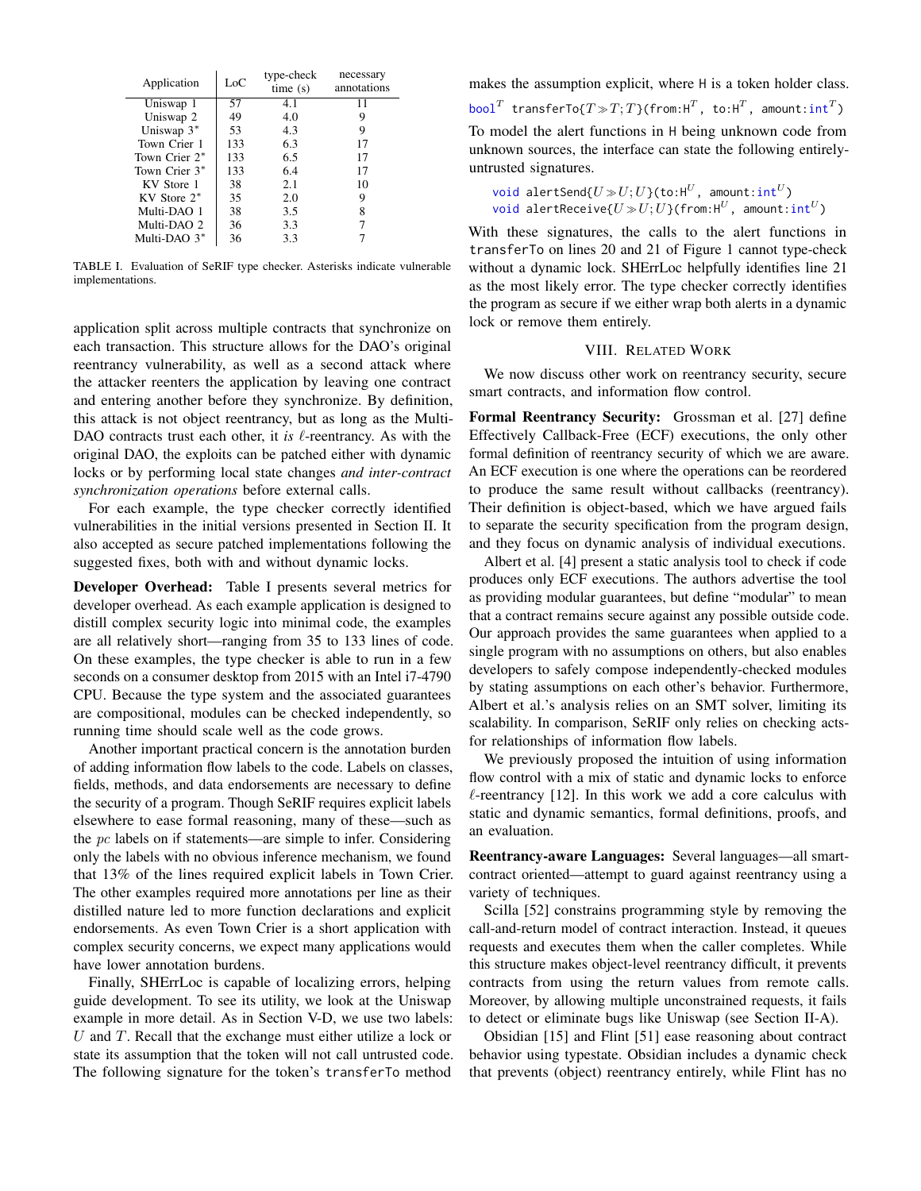| Application | LoC | type-check time (s) | necessary annotations |
|---|---|---|---|
| Uniswap 1 | 57 | 4.1 | 11 |
| Uniswap 2 | 49 | 4.0 | 9 |
| Uniswap 3* | 53 | 4.3 | 9 |
| Town Crier 1 | 133 | 6.3 | 17 |
| Town Crier 2* | 133 | 6.5 | 17 |
| Town Crier 3* | 133 | 6.4 | 17 |
| KV Store 1 | 38 | 2.1 | 10 |
| KV Store 2* | 35 | 2.0 | 9 |
| Multi-DAO 1 | 38 | 3.5 | 8 |
| Multi-DAO 2 | 36 | 3.3 | 7 |
| Multi-DAO 3* | 36 | 3.3 | 7 |

TABLE I. Evaluation of SeRIF type checker. Asterisks indicate vulnerable implementations.

application split across multiple contracts that synchronize on each transaction. This structure allows for the DAO's original reentrancy vulnerability, as well as a second attack where the attacker reenters the application by leaving one contract and entering another before they synchronize. By definition, this attack is not object reentrancy, but as long as the Multi-DAO contracts trust each other, it *is* $\ell$-reentrancy. As with the original DAO, the exploits can be patched either with dynamic locks or by performing local state changes *and inter-contract synchronization operations* before external calls.

For each example, the type checker correctly identified vulnerabilities in the initial versions presented in Section II. It also accepted as secure patched implementations following the suggested fixes, both with and without dynamic locks.

**Developer Overhead:** Table I presents several metrics for developer overhead. As each example application is designed to distill complex security logic into minimal code, the examples are all relatively short—ranging from 35 to 133 lines of code. On these examples, the type checker is able to run in a few seconds on a consumer desktop from 2015 with an Intel i7-4790 CPU. Because the type system and the associated guarantees are compositional, modules can be checked independently, so running time should scale well as the code grows.

Another important practical concern is the annotation burden of adding information flow labels to the code. Labels on classes, fields, methods, and data endorsements are necessary to define the security of a program. Though SeRIF requires explicit labels elsewhere to ease formal reasoning, many of these—such as the $pc$ labels on if statements—are simple to infer. Considering only the labels with no obvious inference mechanism, we found that 13% of the lines required explicit labels in Town Crier. The other examples required more annotations per line as their distilled nature led to more function declarations and explicit endorsements. As even Town Crier is a short application with complex security concerns, we expect many applications would have lower annotation burdens.

Finally, SHErrLoc is capable of localizing errors, helping guide development. To see its utility, we look at the Uniswap example in more detail. As in Section V-D, we use two labels: $U$ and $T$. Recall that the exchange must either utilize a lock or state its assumption that the token will not call untrusted code. The following signature for the token's `transferTo` method makes the assumption explicit, where `H` is a token holder class.

$$\texttt{bool}^T\ \texttt{transferTo}\{T \gg T; T\}(\texttt{from:H}^T,\ \texttt{to:H}^T,\ \texttt{amount:int}^T)$$

To model the alert functions in `H` being unknown code from unknown sources, the interface can state the following entirely-untrusted signatures.

$$\texttt{void alertSend}\{U \gg U; U\}(\texttt{to:H}^U,\ \texttt{amount:int}^U)$$
$$\texttt{void alertReceive}\{U \gg U; U\}(\texttt{from:H}^U,\ \texttt{amount:int}^U)$$

With these signatures, the calls to the alert functions in `transferTo` on lines 20 and 21 of Figure 1 cannot type-check without a dynamic lock. SHErrLoc helpfully identifies line 21 as the most likely error. The type checker correctly identifies the program as secure if we either wrap both alerts in a dynamic lock or remove them entirely.

## VIII. Related Work

We now discuss other work on reentrancy security, secure smart contracts, and information flow control.

**Formal Reentrancy Security:** Grossman et al. [27] define Effectively Callback-Free (ECF) executions, the only other formal definition of reentrancy security of which we are aware. An ECF execution is one where the operations can be reordered to produce the same result without callbacks (reentrancy). Their definition is object-based, which we have argued fails to separate the security specification from the program design, and they focus on dynamic analysis of individual executions.

Albert et al. [4] present a static analysis tool to check if code produces only ECF executions. The authors advertise the tool as providing modular guarantees, but define "modular" to mean that a contract remains secure against any possible outside code. Our approach provides the same guarantees when applied to a single program with no assumptions on others, but also enables developers to safely compose independently-checked modules by stating assumptions on each other's behavior. Furthermore, Albert et al.'s analysis relies on an SMT solver, limiting its scalability. In comparison, SeRIF only relies on checking acts-for relationships of information flow labels.

We previously proposed the intuition of using information flow control with a mix of static and dynamic locks to enforce $\ell$-reentrancy [12]. In this work we add a core calculus with static and dynamic semantics, formal definitions, proofs, and an evaluation.

**Reentrancy-aware Languages:** Several languages—all smart-contract oriented—attempt to guard against reentrancy using a variety of techniques.

Scilla [52] constrains programming style by removing the call-and-return model of contract interaction. Instead, it queues requests and executes them when the caller completes. While this structure makes object-level reentrancy difficult, it prevents contracts from using the return values from remote calls. Moreover, by allowing multiple unconstrained requests, it fails to detect or eliminate bugs like Uniswap (see Section II-A).

Obsidian [15] and Flint [51] ease reasoning about contract behavior using typestate. Obsidian includes a dynamic check that prevents (object) reentrancy entirely, while Flint has no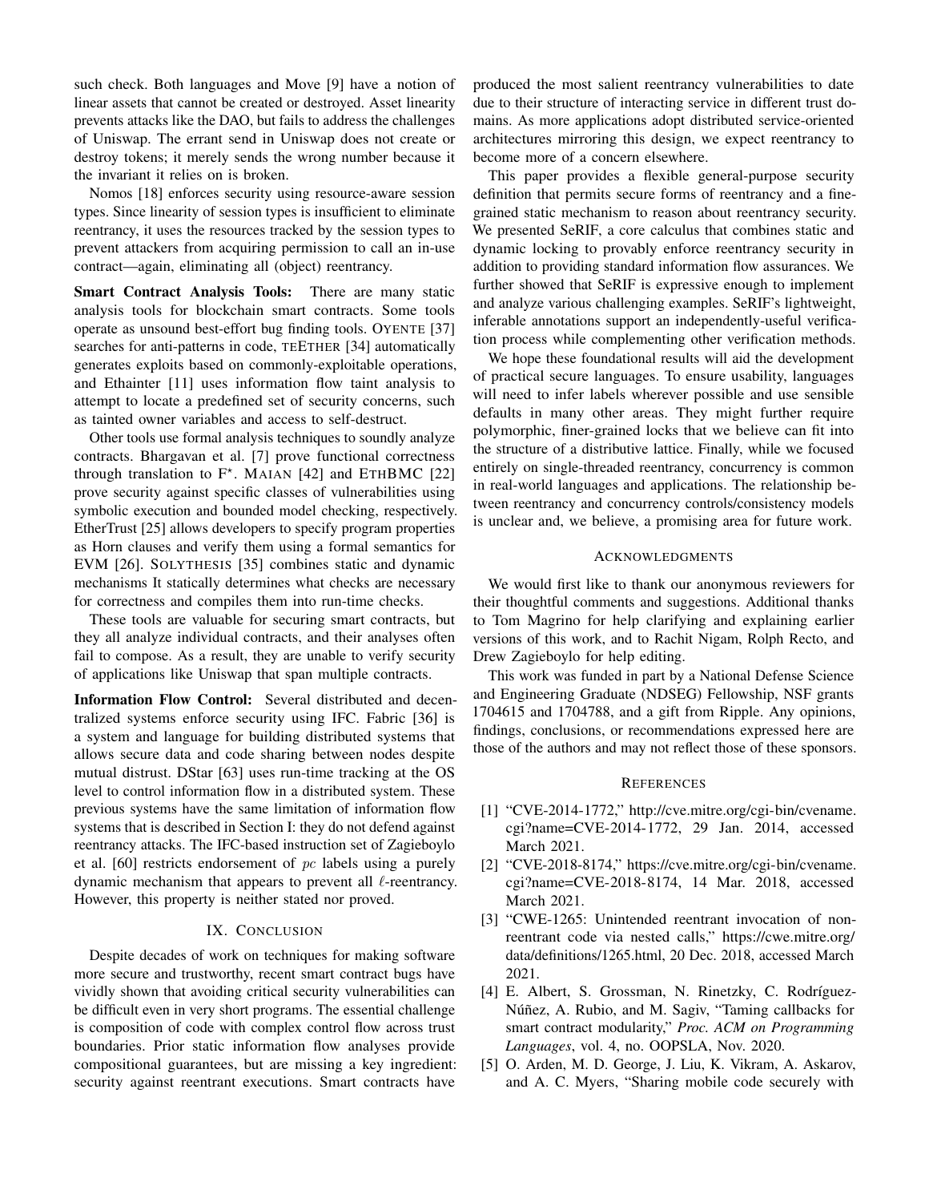such check. Both languages and Move [9] have a notion of linear assets that cannot be created or destroyed. Asset linearity prevents attacks like the DAO, but fails to address the challenges of Uniswap. The errant send in Uniswap does not create or destroy tokens; it merely sends the wrong number because it the invariant it relies on is broken.

Nomos [18] enforces security using resource-aware session types. Since linearity of session types is insufficient to eliminate reentrancy, it uses the resources tracked by the session types to prevent attackers from acquiring permission to call an in-use contract—again, eliminating all (object) reentrancy.

**Smart Contract Analysis Tools:** There are many static analysis tools for blockchain smart contracts. Some tools operate as unsound best-effort bug finding tools. OYENTE [37] searches for anti-patterns in code, TEETHER [34] automatically generates exploits based on commonly-exploitable operations, and Ethainter [11] uses information flow taint analysis to attempt to locate a predefined set of security concerns, such as tainted owner variables and access to self-destruct.

Other tools use formal analysis techniques to soundly analyze contracts. Bhargavan et al. [7] prove functional correctness through translation to $F^\star$. MAIAN [42] and ETHBMC [22] prove security against specific classes of vulnerabilities using symbolic execution and bounded model checking, respectively. EtherTrust [25] allows developers to specify program properties as Horn clauses and verify them using a formal semantics for EVM [26]. SOLYTHESIS [35] combines static and dynamic mechanisms It statically determines what checks are necessary for correctness and compiles them into run-time checks.

These tools are valuable for securing smart contracts, but they all analyze individual contracts, and their analyses often fail to compose. As a result, they are unable to verify security of applications like Uniswap that span multiple contracts.

**Information Flow Control:** Several distributed and decentralized systems enforce security using IFC. Fabric [36] is a system and language for building distributed systems that allows secure data and code sharing between nodes despite mutual distrust. DStar [63] uses run-time tracking at the OS level to control information flow in a distributed system. These previous systems have the same limitation of information flow systems that is described in Section I: they do not defend against reentrancy attacks. The IFC-based instruction set of Zagieboylo et al. [60] restricts endorsement of $pc$ labels using a purely dynamic mechanism that appears to prevent all $\ell$-reentrancy. However, this property is neither stated nor proved.

## IX. Conclusion

Despite decades of work on techniques for making software more secure and trustworthy, recent smart contract bugs have vividly shown that avoiding critical security vulnerabilities can be difficult even in very short programs. The essential challenge is composition of code with complex control flow across trust boundaries. Prior static information flow analyses provide compositional guarantees, but are missing a key ingredient: security against reentrant executions. Smart contracts have produced the most salient reentrancy vulnerabilities to date due to their structure of interacting service in different trust domains. As more applications adopt distributed service-oriented architectures mirroring this design, we expect reentrancy to become more of a concern elsewhere.

This paper provides a flexible general-purpose security definition that permits secure forms of reentrancy and a fine-grained static mechanism to reason about reentrancy security. We presented SeRIF, a core calculus that combines static and dynamic locking to provably enforce reentrancy security in addition to providing standard information flow assurances. We further showed that SeRIF is expressive enough to implement and analyze various challenging examples. SeRIF's lightweight, inferable annotations support an independently-useful verification process while complementing other verification methods.

We hope these foundational results will aid the development of practical secure languages. To ensure usability, languages will need to infer labels wherever possible and use sensible defaults in many other areas. They might further require polymorphic, finer-grained locks that we believe can fit into the structure of a distributive lattice. Finally, while we focused entirely on single-threaded reentrancy, concurrency is common in real-world languages and applications. The relationship between reentrancy and concurrency controls/consistency models is unclear and, we believe, a promising area for future work.

## Acknowledgments

We would first like to thank our anonymous reviewers for their thoughtful comments and suggestions. Additional thanks to Tom Magrino for help clarifying and explaining earlier versions of this work, and to Rachit Nigam, Rolph Recto, and Drew Zagieboylo for help editing.

This work was funded in part by a National Defense Science and Engineering Graduate (NDSEG) Fellowship, NSF grants 1704615 and 1704788, and a gift from Ripple. Any opinions, findings, conclusions, or recommendations expressed here are those of the authors and may not reflect those of these sponsors.

## References

[1] "CVE-2014-1772," http://cve.mitre.org/cgi-bin/cvename.cgi?name=CVE-2014-1772, 29 Jan. 2014, accessed March 2021.

[2] "CVE-2018-8174," https://cve.mitre.org/cgi-bin/cvename.cgi?name=CVE-2018-8174, 14 Mar. 2018, accessed March 2021.

[3] "CWE-1265: Unintended reentrant invocation of non-reentrant code via nested calls," https://cwe.mitre.org/data/definitions/1265.html, 20 Dec. 2018, accessed March 2021.

[4] E. Albert, S. Grossman, N. Rinetzky, C. Rodríguez-Núñez, A. Rubio, and M. Sagiv, "Taming callbacks for smart contract modularity," *Proc. ACM on Programming Languages*, vol. 4, no. OOPSLA, Nov. 2020.

[5] O. Arden, M. D. George, J. Liu, K. Vikram, A. Askarov, and A. C. Myers, "Sharing mobile code securely with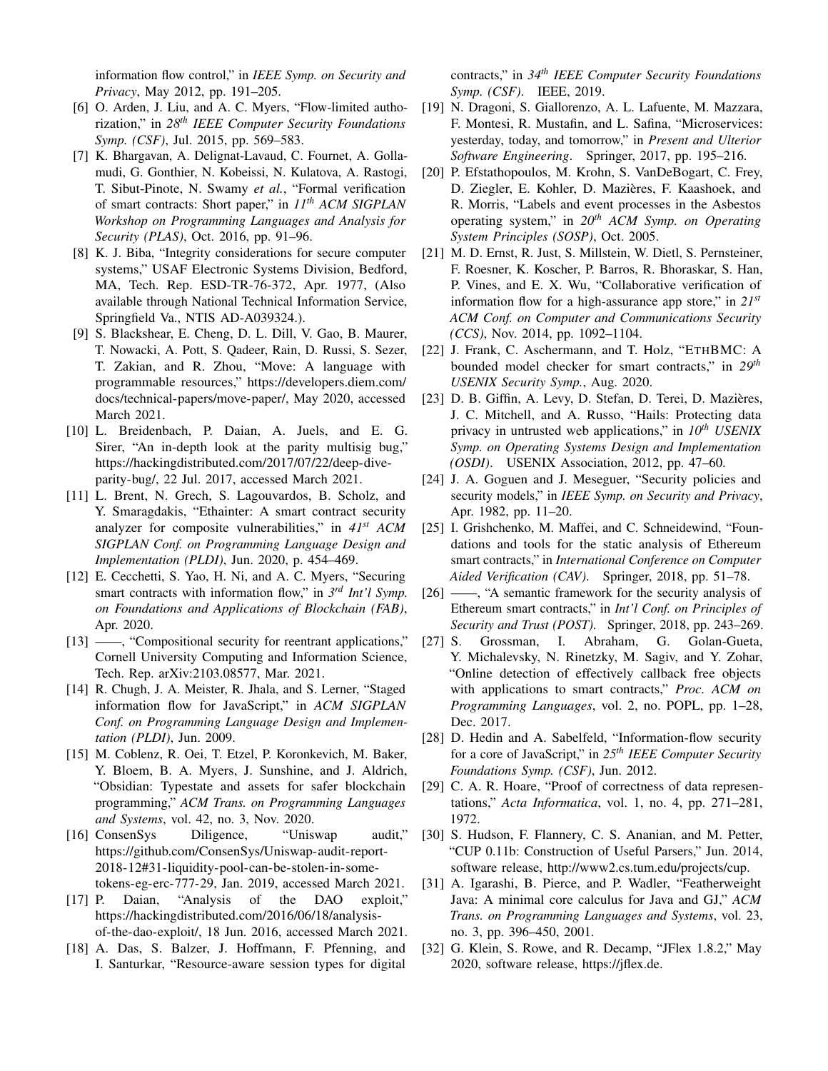information flow control," in *IEEE Symp. on Security and Privacy*, May 2012, pp. 191–205.

[6] O. Arden, J. Liu, and A. C. Myers, "Flow-limited authorization," in *28th IEEE Computer Security Foundations Symp. (CSF)*, Jul. 2015, pp. 569–583.

[7] K. Bhargavan, A. Delignat-Lavaud, C. Fournet, A. Gollamudi, G. Gonthier, N. Kobeissi, N. Kulatova, A. Rastogi, T. Sibut-Pinote, N. Swamy *et al.*, "Formal verification of smart contracts: Short paper," in *11th ACM SIGPLAN Workshop on Programming Languages and Analysis for Security (PLAS)*, Oct. 2016, pp. 91–96.

[8] K. J. Biba, "Integrity considerations for secure computer systems," USAF Electronic Systems Division, Bedford, MA, Tech. Rep. ESD-TR-76-372, Apr. 1977, (Also available through National Technical Information Service, Springfield Va., NTIS AD-A039324.).

[9] S. Blackshear, E. Cheng, D. L. Dill, V. Gao, B. Maurer, T. Nowacki, A. Pott, S. Qadeer, Rain, D. Russi, S. Sezer, T. Zakian, and R. Zhou, "Move: A language with programmable resources," https://developers.diem.com/docs/technical-papers/move-paper/, May 2020, accessed March 2021.

[10] L. Breidenbach, P. Daian, A. Juels, and E. G. Sirer, "An in-depth look at the parity multisig bug," https://hackingdistributed.com/2017/07/22/deep-dive-parity-bug/, 22 Jul. 2017, accessed March 2021.

[11] L. Brent, N. Grech, S. Lagouvardos, B. Scholz, and Y. Smaragdakis, "Ethainter: A smart contract security analyzer for composite vulnerabilities," in *41st ACM SIGPLAN Conf. on Programming Language Design and Implementation (PLDI)*, Jun. 2020, p. 454–469.

[12] E. Cecchetti, S. Yao, H. Ni, and A. C. Myers, "Securing smart contracts with information flow," in *3rd Int'l Symp. on Foundations and Applications of Blockchain (FAB)*, Apr. 2020.

[13] ——, "Compositional security for reentrant applications," Cornell University Computing and Information Science, Tech. Rep. arXiv:2103.08577, Mar. 2021.

[14] R. Chugh, J. A. Meister, R. Jhala, and S. Lerner, "Staged information flow for JavaScript," in *ACM SIGPLAN Conf. on Programming Language Design and Implementation (PLDI)*, Jun. 2009.

[15] M. Coblenz, R. Oei, T. Etzel, P. Koronkevich, M. Baker, Y. Bloem, B. A. Myers, J. Sunshine, and J. Aldrich, "Obsidian: Typestate and assets for safer blockchain programming," *ACM Trans. on Programming Languages and Systems*, vol. 42, no. 3, Nov. 2020.

[16] ConsenSys Diligence, "Uniswap audit," https://github.com/ConsenSys/Uniswap-audit-report-2018-12#31-liquidity-pool-can-be-stolen-in-some-tokens-eg-erc-777-29, Jan. 2019, accessed March 2021.

[17] P. Daian, "Analysis of the DAO exploit," https://hackingdistributed.com/2016/06/18/analysis-of-the-dao-exploit/, 18 Jun. 2016, accessed March 2021.

[18] A. Das, S. Balzer, J. Hoffmann, F. Pfenning, and I. Santurkar, "Resource-aware session types for digital contracts," in *34th IEEE Computer Security Foundations Symp. (CSF)*. IEEE, 2019.

[19] N. Dragoni, S. Giallorenzo, A. L. Lafuente, M. Mazzara, F. Montesi, R. Mustafin, and L. Safina, "Microservices: yesterday, today, and tomorrow," in *Present and Ulterior Software Engineering*. Springer, 2017, pp. 195–216.

[20] P. Efstathopoulos, M. Krohn, S. VanDeBogart, C. Frey, D. Ziegler, E. Kohler, D. Mazières, F. Kaashoek, and R. Morris, "Labels and event processes in the Asbestos operating system," in *20th ACM Symp. on Operating System Principles (SOSP)*, Oct. 2005.

[21] M. D. Ernst, R. Just, S. Millstein, W. Dietl, S. Pernsteiner, F. Roesner, K. Koscher, P. Barros, R. Bhoraskar, S. Han, P. Vines, and E. X. Wu, "Collaborative verification of information flow for a high-assurance app store," in *21st ACM Conf. on Computer and Communications Security (CCS)*, Nov. 2014, pp. 1092–1104.

[22] J. Frank, C. Aschermann, and T. Holz, "ETHBMC: A bounded model checker for smart contracts," in *29th USENIX Security Symp.*, Aug. 2020.

[23] D. B. Giffin, A. Levy, D. Stefan, D. Terei, D. Mazières, J. C. Mitchell, and A. Russo, "Hails: Protecting data privacy in untrusted web applications," in *10th USENIX Symp. on Operating Systems Design and Implementation (OSDI)*. USENIX Association, 2012, pp. 47–60.

[24] J. A. Goguen and J. Meseguer, "Security policies and security models," in *IEEE Symp. on Security and Privacy*, Apr. 1982, pp. 11–20.

[25] I. Grishchenko, M. Maffei, and C. Schneidewind, "Foundations and tools for the static analysis of Ethereum smart contracts," in *International Conference on Computer Aided Verification (CAV)*. Springer, 2018, pp. 51–78.

[26] ——, "A semantic framework for the security analysis of Ethereum smart contracts," in *Int'l Conf. on Principles of Security and Trust (POST)*. Springer, 2018, pp. 243–269.

[27] S. Grossman, I. Abraham, G. Golan-Gueta, Y. Michalevsky, N. Rinetzky, M. Sagiv, and Y. Zohar, "Online detection of effectively callback free objects with applications to smart contracts," *Proc. ACM on Programming Languages*, vol. 2, no. POPL, pp. 1–28, Dec. 2017.

[28] D. Hedin and A. Sabelfeld, "Information-flow security for a core of JavaScript," in *25th IEEE Computer Security Foundations Symp. (CSF)*, Jun. 2012.

[29] C. A. R. Hoare, "Proof of correctness of data representations," *Acta Informatica*, vol. 1, no. 4, pp. 271–281, 1972.

[30] S. Hudson, F. Flannery, C. S. Ananian, and M. Petter, "CUP 0.11b: Construction of Useful Parsers," Jun. 2014, software release, http://www2.cs.tum.edu/projects/cup.

[31] A. Igarashi, B. Pierce, and P. Wadler, "Featherweight Java: A minimal core calculus for Java and GJ," *ACM Trans. on Programming Languages and Systems*, vol. 23, no. 3, pp. 396–450, 2001.

[32] G. Klein, S. Rowe, and R. Decamp, "JFlex 1.8.2," May 2020, software release, https://jflex.de.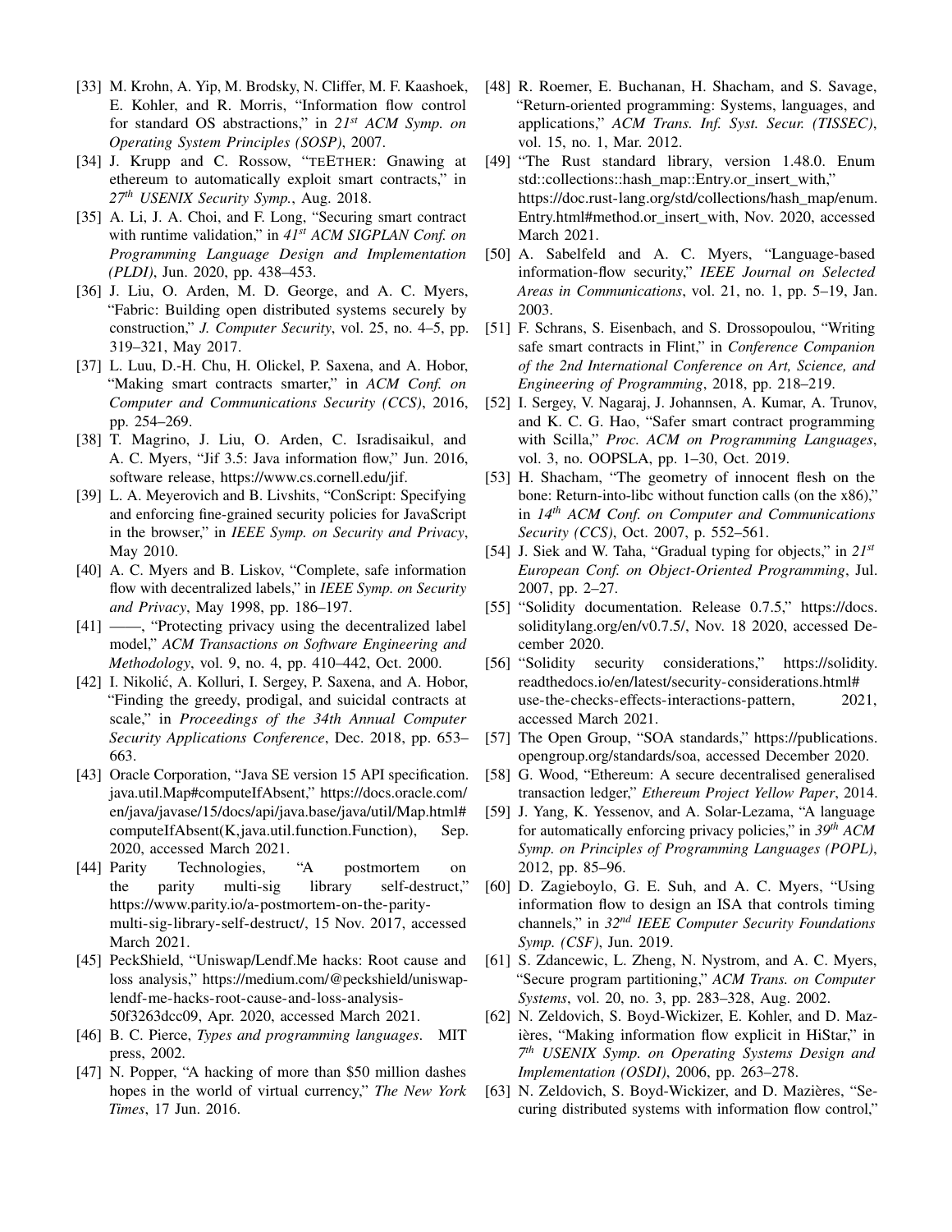[33] M. Krohn, A. Yip, M. Brodsky, N. Cliffer, M. F. Kaashoek, E. Kohler, and R. Morris, "Information flow control for standard OS abstractions," in *21st ACM Symp. on Operating System Principles (SOSP)*, 2007.

[34] J. Krupp and C. Rossow, "TEETHER: Gnawing at ethereum to automatically exploit smart contracts," in *27th USENIX Security Symp.*, Aug. 2018.

[35] A. Li, J. A. Choi, and F. Long, "Securing smart contract with runtime validation," in *41st ACM SIGPLAN Conf. on Programming Language Design and Implementation (PLDI)*, Jun. 2020, pp. 438–453.

[36] J. Liu, O. Arden, M. D. George, and A. C. Myers, "Fabric: Building open distributed systems securely by construction," *J. Computer Security*, vol. 25, no. 4–5, pp. 319–321, May 2017.

[37] L. Luu, D.-H. Chu, H. Olickel, P. Saxena, and A. Hobor, "Making smart contracts smarter," in *ACM Conf. on Computer and Communications Security (CCS)*, 2016, pp. 254–269.

[38] T. Magrino, J. Liu, O. Arden, C. Isradisaikul, and A. C. Myers, "Jif 3.5: Java information flow," Jun. 2016, software release, https://www.cs.cornell.edu/jif.

[39] L. A. Meyerovich and B. Livshits, "ConScript: Specifying and enforcing fine-grained security policies for JavaScript in the browser," in *IEEE Symp. on Security and Privacy*, May 2010.

[40] A. C. Myers and B. Liskov, "Complete, safe information flow with decentralized labels," in *IEEE Symp. on Security and Privacy*, May 1998, pp. 186–197.

[41] ——, "Protecting privacy using the decentralized label model," *ACM Transactions on Software Engineering and Methodology*, vol. 9, no. 4, pp. 410–442, Oct. 2000.

[42] I. Nikolić, A. Kolluri, I. Sergey, P. Saxena, and A. Hobor, "Finding the greedy, prodigal, and suicidal contracts at scale," in *Proceedings of the 34th Annual Computer Security Applications Conference*, Dec. 2018, pp. 653–663.

[43] Oracle Corporation, "Java SE version 15 API specification. java.util.Map#computeIfAbsent," https://docs.oracle.com/en/java/javase/15/docs/api/java.base/java/util/Map.html#computeIfAbsent(K,java.util.function.Function), Sep. 2020, accessed March 2021.

[44] Parity Technologies, "A postmortem on the parity multi-sig library self-destruct," https://www.parity.io/a-postmortem-on-the-parity-multi-sig-library-self-destruct/, 15 Nov. 2017, accessed March 2021.

[45] PeckShield, "Uniswap/Lendf.Me hacks: Root cause and loss analysis," https://medium.com/@peckshield/uniswap-lendf-me-hacks-root-cause-and-loss-analysis-50f3263dcc09, Apr. 2020, accessed March 2021.

[46] B. C. Pierce, *Types and programming languages*. MIT press, 2002.

[47] N. Popper, "A hacking of more than $50 million dashes hopes in the world of virtual currency," *The New York Times*, 17 Jun. 2016.

[48] R. Roemer, E. Buchanan, H. Shacham, and S. Savage, "Return-oriented programming: Systems, languages, and applications," *ACM Trans. Inf. Syst. Secur. (TISSEC)*, vol. 15, no. 1, Mar. 2012.

[49] "The Rust standard library, version 1.48.0. Enum std::collections::hash_map::Entry.or_insert_with," https://doc.rust-lang.org/std/collections/hash_map/enum.Entry.html#method.or_insert_with, Nov. 2020, accessed March 2021.

[50] A. Sabelfeld and A. C. Myers, "Language-based information-flow security," *IEEE Journal on Selected Areas in Communications*, vol. 21, no. 1, pp. 5–19, Jan. 2003.

[51] F. Schrans, S. Eisenbach, and S. Drossopoulou, "Writing safe smart contracts in Flint," in *Conference Companion of the 2nd International Conference on Art, Science, and Engineering of Programming*, 2018, pp. 218–219.

[52] I. Sergey, V. Nagaraj, J. Johannsen, A. Kumar, A. Trunov, and K. C. G. Hao, "Safer smart contract programming with Scilla," *Proc. ACM on Programming Languages*, vol. 3, no. OOPSLA, pp. 1–30, Oct. 2019.

[53] H. Shacham, "The geometry of innocent flesh on the bone: Return-into-libc without function calls (on the x86)," in *14th ACM Conf. on Computer and Communications Security (CCS)*, Oct. 2007, p. 552–561.

[54] J. Siek and W. Taha, "Gradual typing for objects," in *21st European Conf. on Object-Oriented Programming*, Jul. 2007, pp. 2–27.

[55] "Solidity documentation. Release 0.7.5," https://docs.soliditylang.org/en/v0.7.5/, Nov. 18 2020, accessed December 2020.

[56] "Solidity security considerations," https://solidity.readthedocs.io/en/latest/security-considerations.html#use-the-checks-effects-interactions-pattern, 2021, accessed March 2021.

[57] The Open Group, "SOA standards," https://publications.opengroup.org/standards/soa, accessed December 2020.

[58] G. Wood, "Ethereum: A secure decentralised generalised transaction ledger," *Ethereum Project Yellow Paper*, 2014.

[59] J. Yang, K. Yessenov, and A. Solar-Lezama, "A language for automatically enforcing privacy policies," in *39th ACM Symp. on Principles of Programming Languages (POPL)*, 2012, pp. 85–96.

[60] D. Zagieboylo, G. E. Suh, and A. C. Myers, "Using information flow to design an ISA that controls timing channels," in *32nd IEEE Computer Security Foundations Symp. (CSF)*, Jun. 2019.

[61] S. Zdancewic, L. Zheng, N. Nystrom, and A. C. Myers, "Secure program partitioning," *ACM Trans. on Computer Systems*, vol. 20, no. 3, pp. 283–328, Aug. 2002.

[62] N. Zeldovich, S. Boyd-Wickizer, E. Kohler, and D. Mazières, "Making information flow explicit in HiStar," in *7th USENIX Symp. on Operating Systems Design and Implementation (OSDI)*, 2006, pp. 263–278.

[63] N. Zeldovich, S. Boyd-Wickizer, and D. Mazières, "Securing distributed systems with information flow control,"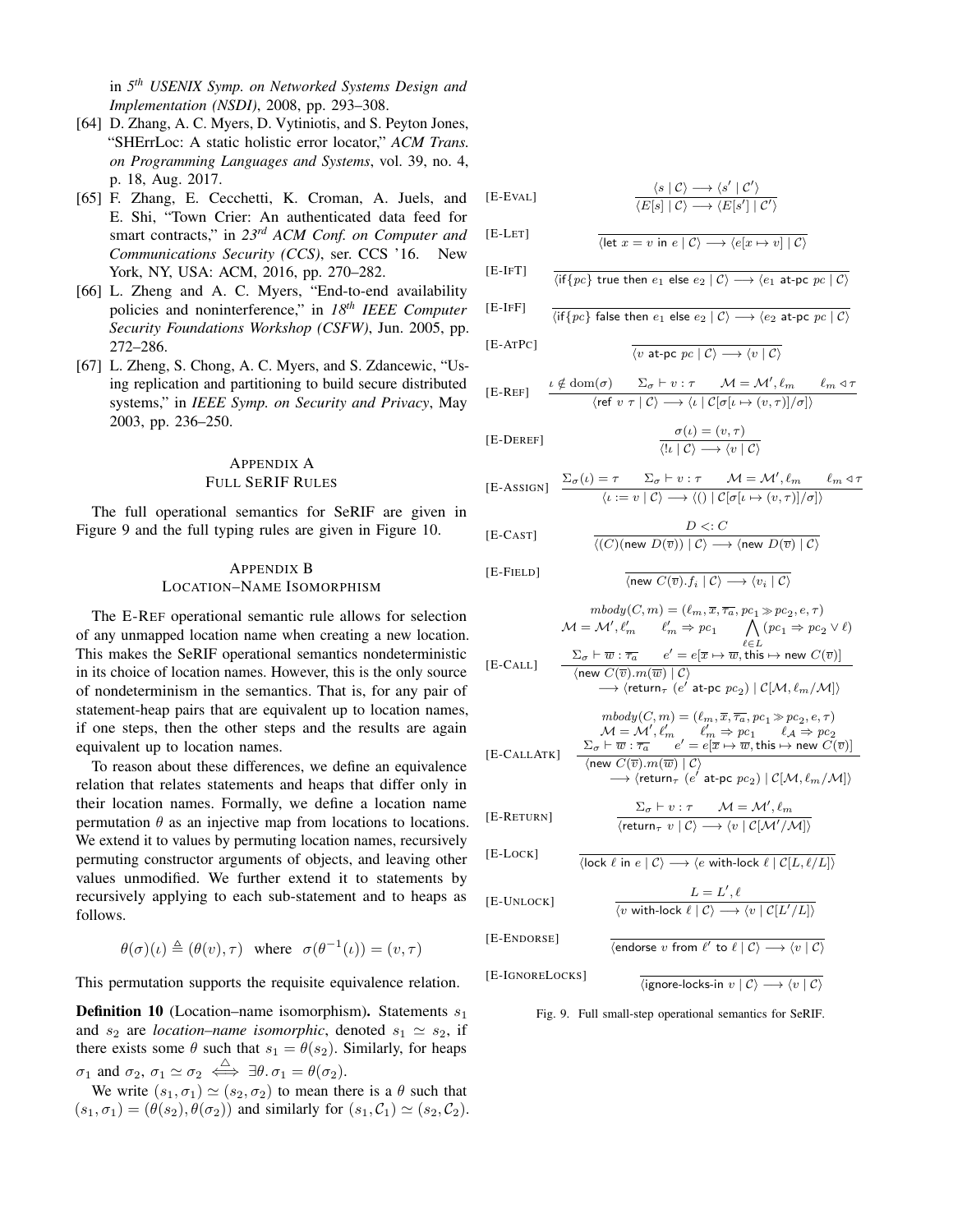in *5th USENIX Symp. on Networked Systems Design and Implementation (NSDI)*, 2008, pp. 293–308.

[64] D. Zhang, A. C. Myers, D. Vytiniotis, and S. Peyton Jones, "SHErrLoc: A static holistic error locator," *ACM Trans. on Programming Languages and Systems*, vol. 39, no. 4, p. 18, Aug. 2017.

[65] F. Zhang, E. Cecchetti, K. Croman, A. Juels, and E. Shi, "Town Crier: An authenticated data feed for smart contracts," in *23rd ACM Conf. on Computer and Communications Security (CCS)*, ser. CCS '16. New York, NY, USA: ACM, 2016, pp. 270–282.

[66] L. Zheng and A. C. Myers, "End-to-end availability policies and noninterference," in *18th IEEE Computer Security Foundations Workshop (CSFW)*, Jun. 2005, pp. 272–286.

[67] L. Zheng, S. Chong, A. C. Myers, and S. Zdancewic, "Using replication and partitioning to build secure distributed systems," in *IEEE Symp. on Security and Privacy*, May 2003, pp. 236–250.

## Appendix A
## Full SeRIF Rules

The full operational semantics for SeRIF are given in Figure 9 and the full typing rules are given in Figure 10.

## Appendix B
## Location–Name Isomorphism

The E-Ref operational semantic rule allows for selection of any unmapped location name when creating a new location. This makes the SeRIF operational semantics nondeterministic in its choice of location names. However, this is the only source of nondeterminism in the semantics. That is, for any pair of statement-heap pairs that are equivalent up to location names, if one steps, then the other steps and the results are again equivalent up to location names.

To reason about these differences, we define an equivalence relation that relates statements and heaps that differ only in their location names. Formally, we define a location name permutation $\theta$ as an injective map from locations to locations. We extend it to values by permuting location names, recursively permuting constructor arguments of objects, and leaving other values unmodified. We further extend it to statements by recursively applying to each sub-statement and to heaps as follows.

$$\theta(\sigma)(\iota) \triangleq (\theta(v), \tau) \quad \text{where} \quad \sigma(\theta^{-1}(\iota)) = (v, \tau)$$

This permutation supports the requisite equivalence relation.

**Definition 10** (Location–name isomorphism). Statements $s_1$ and $s_2$ are *location–name isomorphic*, denoted $s_1 \simeq s_2$, if there exists some $\theta$ such that $s_1 = \theta(s_2)$. Similarly, for heaps $\sigma_1$ and $\sigma_2$, $\sigma_1 \simeq \sigma_2 \overset{\triangle}{\iff} \exists \theta.\, \sigma_1 = \theta(\sigma_2)$.

We write $(s_1, \sigma_1) \simeq (s_2, \sigma_2)$ to mean there is a $\theta$ such that $(s_1, \sigma_1) = (\theta(s_2), \theta(\sigma_2))$ and similarly for $(s_1, \mathcal{C}_1) \simeq (s_2, \mathcal{C}_2)$.

[E-Eval] $$\frac{\langle s \mid \mathcal{C}\rangle \longrightarrow \langle s' \mid \mathcal{C}'\rangle}{\langle E[s] \mid \mathcal{C}\rangle \longrightarrow \langle E[s'] \mid \mathcal{C}'\rangle}$$

[E-Let] $$\frac{}{\langle \mathsf{let}\ x = v\ \mathsf{in}\ e \mid \mathcal{C}\rangle \longrightarrow \langle e[x \mapsto v] \mid \mathcal{C}\rangle}$$

[E-IfT] $$\frac{}{\langle \mathsf{if}\{pc\}\ \mathsf{true}\ \mathsf{then}\ e_1\ \mathsf{else}\ e_2 \mid \mathcal{C}\rangle \longrightarrow \langle e_1\ \mathsf{at\text{-}pc}\ pc \mid \mathcal{C}\rangle}$$

[E-IfF] $$\frac{}{\langle \mathsf{if}\{pc\}\ \mathsf{false}\ \mathsf{then}\ e_1\ \mathsf{else}\ e_2 \mid \mathcal{C}\rangle \longrightarrow \langle e_2\ \mathsf{at\text{-}pc}\ pc \mid \mathcal{C}\rangle}$$

[E-AtPc] $$\frac{}{\langle v\ \mathsf{at\text{-}pc}\ pc \mid \mathcal{C}\rangle \longrightarrow \langle v \mid \mathcal{C}\rangle}$$

[E-Ref] $$\frac{\iota \notin \mathrm{dom}(\sigma) \qquad \Sigma_\sigma \vdash v : \tau \qquad \mathcal{M} = \mathcal{M}', \ell_m \qquad \ell_m \triangleleft \tau}{\langle \mathsf{ref}\ v\ \tau \mid \mathcal{C}\rangle \longrightarrow \langle \iota \mid \mathcal{C}[\sigma[\iota \mapsto (v, \tau)]/\sigma]\rangle}$$

[E-Deref] $$\frac{\sigma(\iota) = (v, \tau)}{\langle !\iota \mid \mathcal{C}\rangle \longrightarrow \langle v \mid \mathcal{C}\rangle}$$

[E-Assign] $$\frac{\Sigma_\sigma(\iota) = \tau \qquad \Sigma_\sigma \vdash v : \tau \qquad \mathcal{M} = \mathcal{M}', \ell_m \qquad \ell_m \triangleleft \tau}{\langle \iota := v \mid \mathcal{C}\rangle \longrightarrow \langle () \mid \mathcal{C}[\sigma[\iota \mapsto (v, \tau)]/\sigma]\rangle}$$

[E-Cast] $$\frac{D <: C}{\langle (C)(\mathsf{new}\ D(\overline{v})) \mid \mathcal{C}\rangle \longrightarrow \langle \mathsf{new}\ D(\overline{v}) \mid \mathcal{C}\rangle}$$

[E-Field] $$\frac{}{\langle \mathsf{new}\ C(\overline{v}).f_i \mid \mathcal{C}\rangle \longrightarrow \langle v_i \mid \mathcal{C}\rangle}$$

[E-Call] $$\frac{\begin{array}{c} mbody(C, m) = (\ell_m, \overline{x}, \overline{\tau_a}, pc_1 \gg pc_2, e, \tau) \\ \mathcal{M} = \mathcal{M}', \ell'_m \qquad \ell'_m \Rightarrow pc_1 \qquad \bigwedge_{\ell \in L} (pc_1 \Rightarrow pc_2 \vee \ell) \\ \Sigma_\sigma \vdash \overline{w} : \overline{\tau_a} \qquad e' = e[\overline{x} \mapsto \overline{w}, \mathsf{this} \mapsto \mathsf{new}\ C(\overline{v})] \end{array}}{\begin{array}{c}\langle \mathsf{new}\ C(\overline{v}).m(\overline{w}) \mid \mathcal{C}\rangle \\ \longrightarrow \langle \mathsf{return}_\tau\ (e'\ \mathsf{at\text{-}pc}\ pc_2) \mid \mathcal{C}[\mathcal{M}, \ell_m/\mathcal{M}]\rangle\end{array}}$$

[E-CallAtk] $$\frac{\begin{array}{c} mbody(C, m) = (\ell_m, \overline{x}, \overline{\tau_a}, pc_1 \gg pc_2, e, \tau) \\ \mathcal{M} = \mathcal{M}', \ell'_m \qquad \ell'_m \Rightarrow pc_1 \qquad \ell_{\mathcal{A}} \Rightarrow pc_2 \\ \Sigma_\sigma \vdash \overline{w} : \overline{\tau_a} \qquad e' = e[\overline{x} \mapsto \overline{w}, \mathsf{this} \mapsto \mathsf{new}\ C(\overline{v})] \end{array}}{\begin{array}{c}\langle \mathsf{new}\ C(\overline{v}).m(\overline{w}) \mid \mathcal{C}\rangle \\ \longrightarrow \langle \mathsf{return}_\tau\ (e'\ \mathsf{at\text{-}pc}\ pc_2) \mid \mathcal{C}[\mathcal{M}, \ell_m/\mathcal{M}]\rangle\end{array}}$$

[E-Return] $$\frac{\Sigma_\sigma \vdash v : \tau \qquad \mathcal{M} = \mathcal{M}', \ell_m}{\langle \mathsf{return}_\tau\ v \mid \mathcal{C}\rangle \longrightarrow \langle v \mid \mathcal{C}[\mathcal{M}'/\mathcal{M}]\rangle}$$

[E-Lock] $$\frac{}{\langle \mathsf{lock}\ \ell\ \mathsf{in}\ e \mid \mathcal{C}\rangle \longrightarrow \langle e\ \mathsf{with\text{-}lock}\ \ell \mid \mathcal{C}[L, \ell/L]\rangle}$$

[E-Unlock] $$\frac{L = L', \ell}{\langle v\ \mathsf{with\text{-}lock}\ \ell \mid \mathcal{C}\rangle \longrightarrow \langle v \mid \mathcal{C}[L'/L]\rangle}$$

[E-Endorse] $$\frac{}{\langle \mathsf{endorse}\ v\ \mathsf{from}\ \ell'\ \mathsf{to}\ \ell \mid \mathcal{C}\rangle \longrightarrow \langle v \mid \mathcal{C}\rangle}$$

[E-IgnoreLocks] $$\frac{}{\langle \mathsf{ignore\text{-}locks\text{-}in}\ v \mid \mathcal{C}\rangle \longrightarrow \langle v \mid \mathcal{C}\rangle}$$

Fig. 9. Full small-step operational semantics for SeRIF.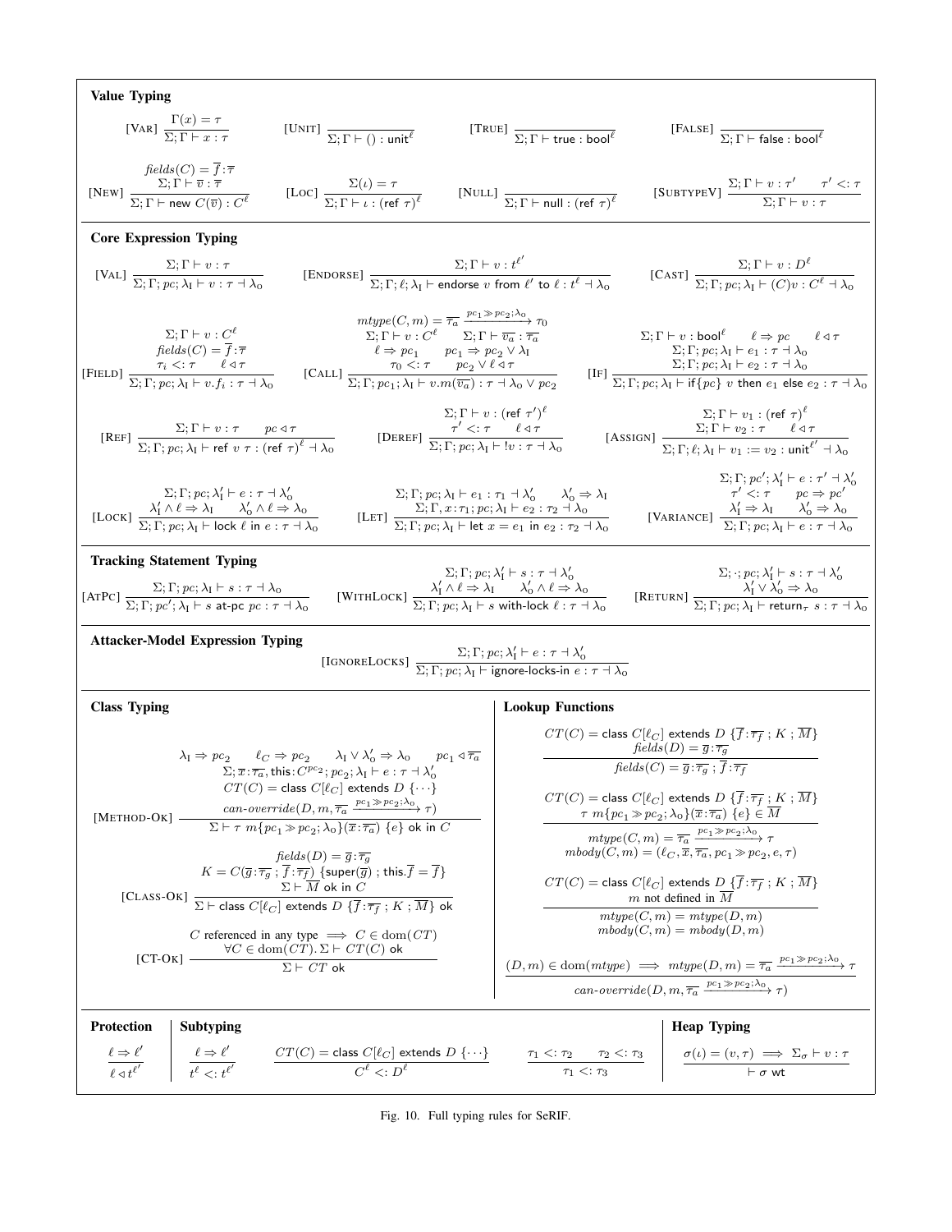**Value Typing**

$$[\text{VAR}]\ \frac{\Gamma(x) = \tau}{\Sigma; \Gamma \vdash x : \tau} \qquad [\text{UNIT}]\ \frac{}{\Sigma; \Gamma \vdash () : \mathsf{unit}^{\ell}} \qquad [\text{TRUE}]\ \frac{}{\Sigma; \Gamma \vdash \mathsf{true} : \mathsf{bool}^{\ell}} \qquad [\text{FALSE}]\ \frac{}{\Sigma; \Gamma \vdash \mathsf{false} : \mathsf{bool}^{\ell}}$$

$$[\text{NEW}]\ \frac{\mathit{fields}(C) = \overline{f}\!:\!\overline{\tau} \quad \Sigma; \Gamma \vdash \overline{v} : \overline{\tau}}{\Sigma; \Gamma \vdash \mathsf{new}\ C(\overline{v}) : C^{\ell}} \qquad [\text{LOC}]\ \frac{\Sigma(\iota) = \tau}{\Sigma; \Gamma \vdash \iota : (\mathsf{ref}\ \tau)^{\ell}} \qquad [\text{NULL}]\ \frac{}{\Sigma; \Gamma \vdash \mathsf{null} : (\mathsf{ref}\ \tau)^{\ell}} \qquad [\text{SUBTYPEV}]\ \frac{\Sigma; \Gamma \vdash v : \tau' \quad \tau' <: \tau}{\Sigma; \Gamma \vdash v : \tau}$$

**Core Expression Typing**

$$[\text{VAL}]\ \frac{\Sigma; \Gamma \vdash v : \tau}{\Sigma; \Gamma; pc; \lambda_{\mathrm{I}} \vdash v : \tau \dashv \lambda_{\mathrm{O}}} \qquad [\text{ENDORSE}]\ \frac{\Sigma; \Gamma \vdash v : t^{\ell'}}{\Sigma; \Gamma; \ell; \lambda_{\mathrm{I}} \vdash \mathsf{endorse}\ v\ \mathsf{from}\ \ell'\ \mathsf{to}\ \ell : t^{\ell} \dashv \lambda_{\mathrm{O}}} \qquad [\text{CAST}]\ \frac{\Sigma; \Gamma \vdash v : D^{\ell}}{\Sigma; \Gamma; pc; \lambda_{\mathrm{I}} \vdash (C)v : C^{\ell} \dashv \lambda_{\mathrm{O}}}$$

$$[\text{FIELD}]\ \frac{\Sigma; \Gamma \vdash v : C^{\ell} \quad \mathit{fields}(C) = \overline{f}\!:\!\overline{\tau} \quad \tau_i <: \tau \quad \ell \lhd \tau}{\Sigma; \Gamma; pc; \lambda_{\mathrm{I}} \vdash v.f_i : \tau \dashv \lambda_{\mathrm{O}}}$$

$$[\text{CALL}]\ \frac{\mathit{mtype}(C, m) = \overline{\tau_a} \xrightarrow{pc_1 \gg pc_2; \lambda_{\mathrm{O}}} \tau_0 \quad \Sigma; \Gamma \vdash v : C^{\ell} \quad \Sigma; \Gamma \vdash \overline{v_a} : \overline{\tau_a} \quad \ell \Rightarrow pc_1 \quad pc_1 \Rightarrow pc_2 \vee \lambda_{\mathrm{I}} \quad \tau_0 <: \tau \quad pc_2 \vee \ell \lhd \tau}{\Sigma; \Gamma; pc_1; \lambda_{\mathrm{I}} \vdash v.m(\overline{v_a}) : \tau \dashv \lambda_{\mathrm{O}} \vee pc_2}$$

$$[\text{IF}]\ \frac{\Sigma; \Gamma \vdash v : \mathsf{bool}^{\ell} \quad \ell \Rightarrow pc \quad \ell \lhd \tau \quad \Sigma; \Gamma; pc; \lambda_{\mathrm{I}} \vdash e_1 : \tau \dashv \lambda_{\mathrm{O}} \quad \Sigma; \Gamma; pc; \lambda_{\mathrm{I}} \vdash e_2 : \tau \dashv \lambda_{\mathrm{O}}}{\Sigma; \Gamma; pc; \lambda_{\mathrm{I}} \vdash \mathsf{if}\{pc\}\ v\ \mathsf{then}\ e_1\ \mathsf{else}\ e_2 : \tau \dashv \lambda_{\mathrm{O}}}$$

$$[\text{REF}]\ \frac{\Sigma; \Gamma \vdash v : \tau \quad pc \lhd \tau}{\Sigma; \Gamma; pc; \lambda_{\mathrm{I}} \vdash \mathsf{ref}\ v\ \tau : (\mathsf{ref}\ \tau)^{\ell} \dashv \lambda_{\mathrm{O}}} \qquad [\text{DEREF}]\ \frac{\Sigma; \Gamma \vdash v : (\mathsf{ref}\ \tau')^{\ell} \quad \tau' <: \tau \quad \ell \lhd \tau}{\Sigma; \Gamma; pc; \lambda_{\mathrm{I}} \vdash\ !v : \tau \dashv \lambda_{\mathrm{O}}}$$

$$[\text{ASSIGN}]\ \frac{\Sigma; \Gamma \vdash v_1 : (\mathsf{ref}\ \tau)^{\ell} \quad \Sigma; \Gamma \vdash v_2 : \tau \quad \ell \lhd \tau}{\Sigma; \Gamma; \ell; \lambda_{\mathrm{I}} \vdash v_1 := v_2 : \mathsf{unit}^{\ell'} \dashv \lambda_{\mathrm{O}}}$$

$$[\text{LOCK}]\ \frac{\Sigma; \Gamma; pc; \lambda_{\mathrm{I}}' \vdash e : \tau \dashv \lambda_{\mathrm{O}}' \quad \lambda_{\mathrm{I}}' \wedge \ell \Rightarrow \lambda_{\mathrm{I}} \quad \lambda_{\mathrm{O}}' \wedge \ell \Rightarrow \lambda_{\mathrm{O}}}{\Sigma; \Gamma; pc; \lambda_{\mathrm{I}} \vdash \mathsf{lock}\ \ell\ \mathsf{in}\ e : \tau \dashv \lambda_{\mathrm{O}}} \qquad [\text{LET}]\ \frac{\Sigma; \Gamma; pc; \lambda_{\mathrm{I}} \vdash e_1 : \tau_1 \dashv \lambda_{\mathrm{O}}' \quad \lambda_{\mathrm{O}}' \Rightarrow \lambda_{\mathrm{I}} \quad \Sigma; \Gamma, x\!:\!\tau_1; pc; \lambda_{\mathrm{I}} \vdash e_2 : \tau_2 \dashv \lambda_{\mathrm{O}}}{\Sigma; \Gamma; pc; \lambda_{\mathrm{I}} \vdash \mathsf{let}\ x = e_1\ \mathsf{in}\ e_2 : \tau_2 \dashv \lambda_{\mathrm{O}}}$$

$$[\text{VARIANCE}]\ \frac{\Sigma; \Gamma; pc'; \lambda_{\mathrm{I}}' \vdash e : \tau' \dashv \lambda_{\mathrm{O}}' \quad \tau' <: \tau \quad pc \Rightarrow pc' \quad \lambda_{\mathrm{I}}' \Rightarrow \lambda_{\mathrm{I}} \quad \lambda_{\mathrm{O}}' \Rightarrow \lambda_{\mathrm{O}}}{\Sigma; \Gamma; pc; \lambda_{\mathrm{I}} \vdash e : \tau \dashv \lambda_{\mathrm{O}}}$$

**Tracking Statement Typing**

$$[\text{ATPC}]\ \frac{\Sigma; \Gamma; pc; \lambda_{\mathrm{I}} \vdash s : \tau \dashv \lambda_{\mathrm{O}}}{\Sigma; \Gamma; pc'; \lambda_{\mathrm{I}} \vdash s\ \mathsf{at\text{-}pc}\ pc : \tau \dashv \lambda_{\mathrm{O}}} \qquad [\text{WITHLOCK}]\ \frac{\Sigma; \Gamma; pc; \lambda_{\mathrm{I}}' \vdash s : \tau \dashv \lambda_{\mathrm{O}}' \quad \lambda_{\mathrm{I}}' \wedge \ell \Rightarrow \lambda_{\mathrm{I}} \quad \lambda_{\mathrm{O}}' \wedge \ell \Rightarrow \lambda_{\mathrm{O}}}{\Sigma; \Gamma; pc; \lambda_{\mathrm{I}} \vdash s\ \mathsf{with\text{-}lock}\ \ell : \tau \dashv \lambda_{\mathrm{O}}} \qquad [\text{RETURN}]\ \frac{\Sigma; \cdot; pc; \lambda_{\mathrm{I}}' \vdash s : \tau \dashv \lambda_{\mathrm{O}}' \quad \lambda_{\mathrm{I}}' \vee \lambda_{\mathrm{O}}' \Rightarrow \lambda_{\mathrm{O}}}{\Sigma; \Gamma; pc; \lambda_{\mathrm{I}} \vdash \mathsf{return}_{\tau}\ s : \tau \dashv \lambda_{\mathrm{O}}}$$

**Attacker-Model Expression Typing**

$$[\text{IGNORELOCKS}]\ \frac{\Sigma; \Gamma; pc; \lambda_{\mathrm{I}}' \vdash e : \tau \dashv \lambda_{\mathrm{O}}'}{\Sigma; \Gamma; pc; \lambda_{\mathrm{I}} \vdash \mathsf{ignore\text{-}locks\text{-}in}\ e : \tau \dashv \lambda_{\mathrm{O}}}$$

**Class Typing**

$$[\text{METHOD-OK}]\ \frac{\lambda_{\mathrm{I}} \Rightarrow pc_2 \quad \ell_C \Rightarrow pc_2 \quad \lambda_{\mathrm{I}} \vee \lambda_{\mathrm{O}}' \Rightarrow \lambda_{\mathrm{O}} \quad pc_1 \lhd \overline{\tau_a} \quad \Sigma; \overline{x}\!:\!\overline{\tau_a}, \mathsf{this}\!:\!C^{pc_2}; pc_2; \lambda_{\mathrm{I}} \vdash e : \tau \dashv \lambda_{\mathrm{O}}' \quad CT(C) = \mathsf{class}\ C[\ell_C]\ \mathsf{extends}\ D\ \{\cdots\} \quad \mathit{can\text{-}override}(D, m, \overline{\tau_a} \xrightarrow{pc_1 \gg pc_2; \lambda_{\mathrm{O}}} \tau)}{\Sigma \vdash \tau\ m\{pc_1 \gg pc_2; \lambda_{\mathrm{O}}\}(\overline{x}\!:\!\overline{\tau_a})\ \{e\}\ \mathsf{ok\ in}\ C}$$

$$[\text{CLASS-OK}]\ \frac{\mathit{fields}(D) = \overline{g}\!:\!\overline{\tau_g} \quad K = C(\overline{g}\!:\!\overline{\tau_g}\ ;\ \overline{f}\!:\!\overline{\tau_f})\ \{\mathsf{super}(\overline{g})\ ;\ \mathsf{this}.\overline{f} = \overline{f}\} \quad \Sigma \vdash \overline{M}\ \mathsf{ok\ in}\ C}{\Sigma \vdash \mathsf{class}\ C[\ell_C]\ \mathsf{extends}\ D\ \{\overline{f}\!:\!\overline{\tau_f}\ ;\ K\ ;\ \overline{M}\}\ \mathsf{ok}}$$

$$[\text{CT-OK}]\ \frac{C \text{ referenced in any type} \implies C \in \mathrm{dom}(CT) \quad \forall C \in \mathrm{dom}(CT).\ \Sigma \vdash CT(C)\ \mathsf{ok}}{\Sigma \vdash CT\ \mathsf{ok}}$$

**Lookup Functions**

$$\frac{CT(C) = \mathsf{class}\ C[\ell_C]\ \mathsf{extends}\ D\ \{\overline{f}\!:\!\overline{\tau_f}\ ;\ K\ ;\ \overline{M}\} \quad \mathit{fields}(D) = \overline{g}\!:\!\overline{\tau_g}}{\mathit{fields}(C) = \overline{g}\!:\!\overline{\tau_g}\ ;\ \overline{f}\!:\!\overline{\tau_f}}$$

$$\frac{CT(C) = \mathsf{class}\ C[\ell_C]\ \mathsf{extends}\ D\ \{\overline{f}\!:\!\overline{\tau_f}\ ;\ K\ ;\ \overline{M}\} \quad \tau\ m\{pc_1 \gg pc_2; \lambda_{\mathrm{O}}\}(\overline{x}\!:\!\overline{\tau_a})\ \{e\} \in \overline{M}}{\mathit{mtype}(C, m) = \overline{\tau_a} \xrightarrow{pc_1 \gg pc_2; \lambda_{\mathrm{O}}} \tau \quad \mathit{mbody}(C, m) = (\ell_C, \overline{x}, \overline{\tau_a}, pc_1 \gg pc_2, e, \tau)}$$

$$\frac{CT(C) = \mathsf{class}\ C[\ell_C]\ \mathsf{extends}\ D\ \{\overline{f}\!:\!\overline{\tau_f}\ ;\ K\ ;\ \overline{M}\} \quad m \text{ not defined in } \overline{M}}{\mathit{mtype}(C, m) = \mathit{mtype}(D, m) \quad \mathit{mbody}(C, m) = \mathit{mbody}(D, m)}$$

$$\frac{(D, m) \in \mathrm{dom}(\mathit{mtype}) \implies \mathit{mtype}(D, m) = \overline{\tau_a} \xrightarrow{pc_1 \gg pc_2; \lambda_{\mathrm{O}}} \tau}{\mathit{can\text{-}override}(D, m, \overline{\tau_a} \xrightarrow{pc_1 \gg pc_2; \lambda_{\mathrm{O}}} \tau)}$$

**Protection**

$$\frac{\ell \Rightarrow \ell'}{\ell \lhd t^{\ell'}}$$

**Subtyping**

$$\frac{\ell \Rightarrow \ell'}{t^{\ell} <: t^{\ell'}} \qquad \frac{CT(C) = \mathsf{class}\ C[\ell_C]\ \mathsf{extends}\ D\ \{\cdots\}}{C^{\ell} <: D^{\ell}} \qquad \frac{\tau_1 <: \tau_2 \quad \tau_2 <: \tau_3}{\tau_1 <: \tau_3}$$

**Heap Typing**

$$\frac{\sigma(\iota) = (v, \tau) \implies \Sigma_{\sigma} \vdash v : \tau}{\vdash \sigma\ \mathsf{wt}}$$

Fig. 10. Full typing rules for SeRIF.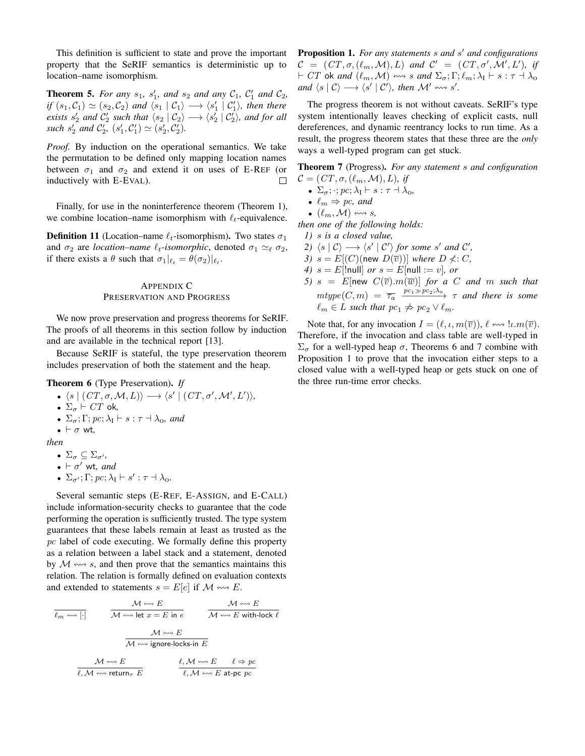This definition is sufficient to state and prove the important property that the SeRIF semantics is deterministic up to location–name isomorphism.

**Theorem 5.** *For any $s_1$, $s_1'$, and $s_2$ and any $\mathcal{C}_1$, $\mathcal{C}_1'$ and $\mathcal{C}_2$, if $(s_1, \mathcal{C}_1) \simeq (s_2, \mathcal{C}_2)$ and $\langle s_1 \mid \mathcal{C}_1\rangle \longrightarrow \langle s_1' \mid \mathcal{C}_1'\rangle$, then there exists $s_2'$ and $\mathcal{C}_2'$ such that $\langle s_2 \mid \mathcal{C}_2\rangle \longrightarrow \langle s_2' \mid \mathcal{C}_2'\rangle$, and for all such $s_2'$ and $\mathcal{C}_2'$, $(s_1', \mathcal{C}_1') \simeq (s_2', \mathcal{C}_2')$.*

*Proof.* By induction on the operational semantics. We take the permutation to be defined only mapping location names between $\sigma_1$ and $\sigma_2$ and extend it on uses of E-Ref (or inductively with E-Eval). ☐

Finally, for use in the noninterference theorem (Theorem 1), we combine location–name isomorphism with $\ell_t$-equivalence.

**Definition 11** (Location–name $\ell_t$-isomorphism). Two states $\sigma_1$ and $\sigma_2$ are *location–name $\ell_t$-isomorphic*, denoted $\sigma_1 \simeq_\ell \sigma_2$, if there exists a $\theta$ such that $\sigma_1|_{\ell_t} = \theta(\sigma_2)|_{\ell_t}$.

## Appendix C
## Preservation and Progress

We now prove preservation and progress theorems for SeRIF. The proofs of all theorems in this section follow by induction and are available in the technical report [13].

Because SeRIF is stateful, the type preservation theorem includes preservation of both the statement and the heap.

**Theorem 6** (Type Preservation). *If*

- $\langle s \mid (CT, \sigma, \mathcal{M}, L)\rangle \longrightarrow \langle s' \mid (CT, \sigma', \mathcal{M}', L')\rangle$,
- $\Sigma_\sigma \vdash CT$ ok,
- $\Sigma_\sigma; \Gamma; pc; \lambda_{\mathrm{I}} \vdash s : \tau \dashv \lambda_{\mathrm{O}}$, *and*
- $\vdash \sigma$ wt,

*then*

- $\Sigma_\sigma \subseteq \Sigma_{\sigma'}$,
- $\vdash \sigma'$ wt, *and*
- $\Sigma_{\sigma'}; \Gamma; pc; \lambda_{\mathrm{I}} \vdash s' : \tau \dashv \lambda_{\mathrm{O}}$.

Several semantic steps (E-Ref, E-Assign, and E-Call) include information-security checks to guarantee that the code performing the operation is sufficiently trusted. The type system guarantees that these labels remain at least as trusted as the $pc$ label of code executing. We formally define this property as a relation between a label stack and a statement, denoted by $\mathcal{M} \leftrightsquigarrow s$, and then prove that the semantics maintains this relation. The relation is formally defined on evaluation contexts and extended to statements $s = E[e]$ if $\mathcal{M} \leftrightsquigarrow E$.

$$\frac{}{\ell_m \leftrightsquigarrow [\cdot]} \qquad \frac{\mathcal{M} \leftrightsquigarrow E}{\mathcal{M} \leftrightsquigarrow \mathsf{let}\ x = E\ \mathsf{in}\ e} \qquad \frac{\mathcal{M} \leftrightsquigarrow E}{\mathcal{M} \leftrightsquigarrow E\ \mathsf{with\text{-}lock}\ \ell}$$

$$\frac{\mathcal{M} \leftrightsquigarrow E}{\mathcal{M} \leftrightsquigarrow \mathsf{ignore\text{-}locks\text{-}in}\ E}$$

$$\frac{\mathcal{M} \leftrightsquigarrow E}{\ell, \mathcal{M} \leftrightsquigarrow \mathsf{return}_\tau\ E} \qquad \frac{\ell, \mathcal{M} \leftrightsquigarrow E \qquad \ell \Rightarrow pc}{\ell, \mathcal{M} \leftrightsquigarrow E\ \mathsf{at\text{-}pc}\ pc}$$

**Proposition 1.** *For any statements $s$ and $s'$ and configurations $\mathcal{C} = (CT, \sigma, (\ell_m, \mathcal{M}), L)$ and $\mathcal{C}' = (CT, \sigma', \mathcal{M}', L')$, if $\vdash CT$ ok and $(\ell_m, \mathcal{M}) \leftrightsquigarrow s$ and $\Sigma_\sigma; \Gamma; \ell_m; \lambda_{\mathrm{I}} \vdash s : \tau \dashv \lambda_{\mathrm{O}}$ and $\langle s \mid \mathcal{C}\rangle \longrightarrow \langle s' \mid \mathcal{C}'\rangle$, then $\mathcal{M}' \leftrightsquigarrow s'$.*

The progress theorem is not without caveats. SeRIF's type system intentionally leaves checking of explicit casts, null dereferences, and dynamic reentrancy locks to run time. As a result, the progress theorem states that these three are the *only* ways a well-typed program can get stuck.

**Theorem 7** (Progress). *For any statement $s$ and configuration $\mathcal{C} = (CT, \sigma, (\ell_m, \mathcal{M}), L)$, if*

- $\Sigma_\sigma; \cdot; pc; \lambda_{\mathrm{I}} \vdash s : \tau \dashv \lambda_{\mathrm{O}}$,
- $\ell_m \Rightarrow pc$, *and*
- $(\ell_m, \mathcal{M}) \leftrightsquigarrow s$,

*then one of the following holds:*

1) *$s$ is a closed value,*
2) *$\langle s \mid \mathcal{C}\rangle \longrightarrow \langle s' \mid \mathcal{C}'\rangle$ for some $s'$ and $\mathcal{C}'$,*
3) *$s = E[(C)(\mathsf{new}\ D(\overline{v}))]$ where $D \not<: C$,*
4) *$s = E[!\mathsf{null}]$ or $s = E[\mathsf{null} := v]$, or*
5) *$s = E[\mathsf{new}\ C(\overline{v}).m(\overline{w})]$ for a $C$ and $m$ such that $mtype(C, m) = \overline{\tau_a} \xrightarrow{pc_1 \gg pc_2; \lambda_{\mathrm{o}}} \tau$ and there is some $\ell_m \in L$ such that $pc_1 \not\Rightarrow pc_2 \vee \ell_m$.*

Note that, for any invocation $I = (\ell, \iota, m(\overline{v}))$, $\ell \leftrightsquigarrow\ !\iota.m(\overline{v})$. Therefore, if the invocation and class table are well-typed in $\Sigma_\sigma$ for a well-typed heap $\sigma$, Theorems 6 and 7 combine with Proposition 1 to prove that the invocation either steps to a closed value with a well-typed heap or gets stuck on one of the three run-time error checks.